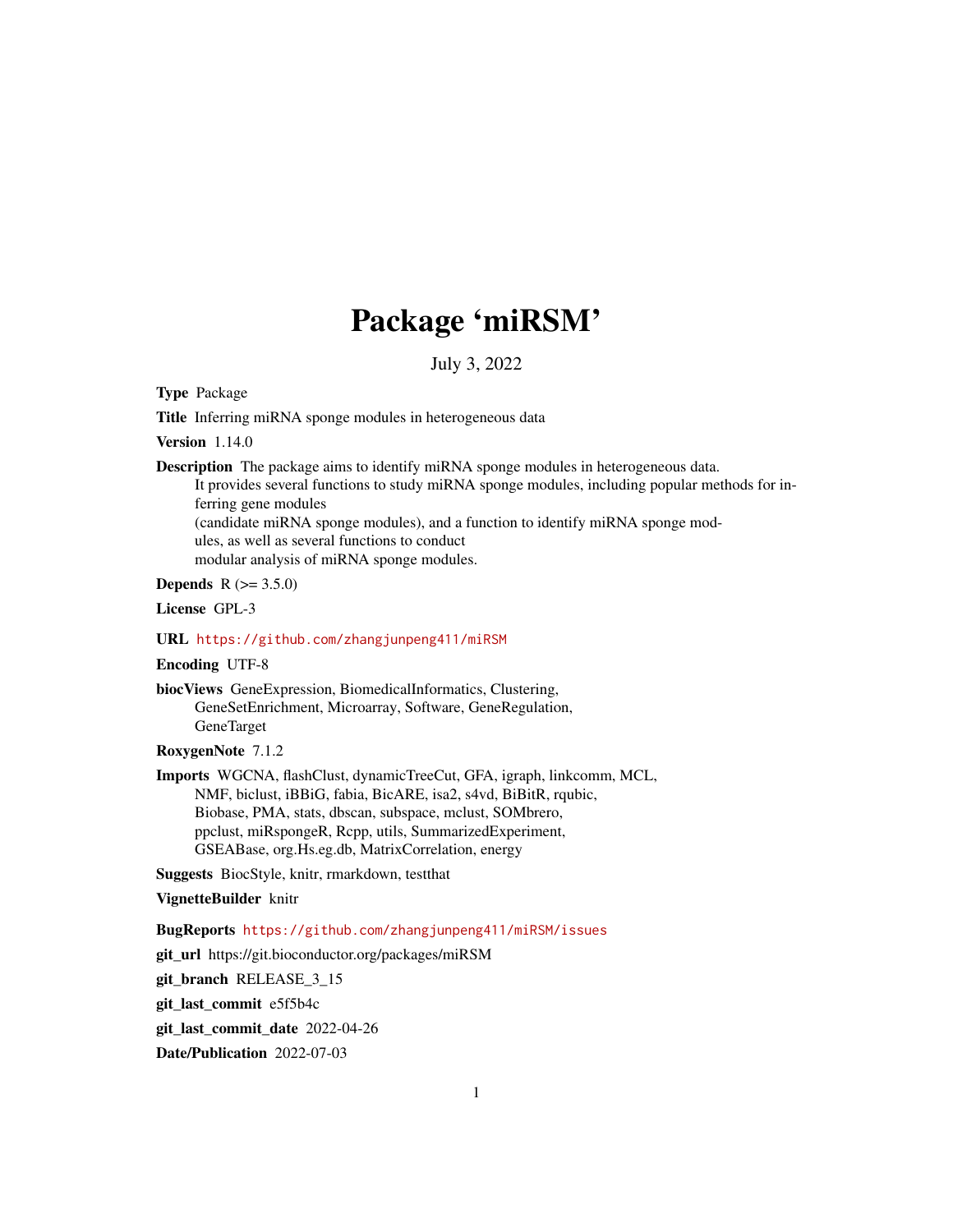# Package 'miRSM'

July 3, 2022

**Type** Package

**Title** Inferring miRNA sponge modules in heterogeneous data

**Version** 1.14.0

**Description** The package aims to identify miRNA sponge modules in heterogeneous data.
It provides several functions to study miRNA sponge modules, including popular methods for inferring gene modules
(candidate miRNA sponge modules), and a function to identify miRNA sponge modules, as well as several functions to conduct
modular analysis of miRNA sponge modules.

**Depends** R (>= 3.5.0)

**License** GPL-3

**URL** https://github.com/zhangjunpeng411/miRSM

**Encoding** UTF-8

**biocViews** GeneExpression, BiomedicalInformatics, Clustering, GeneSetEnrichment, Microarray, Software, GeneRegulation, GeneTarget

**RoxygenNote** 7.1.2

**Imports** WGCNA, flashClust, dynamicTreeCut, GFA, igraph, linkcomm, MCL, NMF, biclust, iBBiG, fabia, BicARE, isa2, s4vd, BiBitR, rqubic, Biobase, PMA, stats, dbscan, subspace, mclust, SOMbrero, ppclust, miRspongeR, Rcpp, utils, SummarizedExperiment, GSEABase, org.Hs.eg.db, MatrixCorrelation, energy

**Suggests** BiocStyle, knitr, rmarkdown, testthat

**VignetteBuilder** knitr

**BugReports** https://github.com/zhangjunpeng411/miRSM/issues

**git_url** https://git.bioconductor.org/packages/miRSM

**git_branch** RELEASE_3_15

**git_last_commit** e5f5b4c

**git_last_commit_date** 2022-04-26

**Date/Publication** 2022-07-03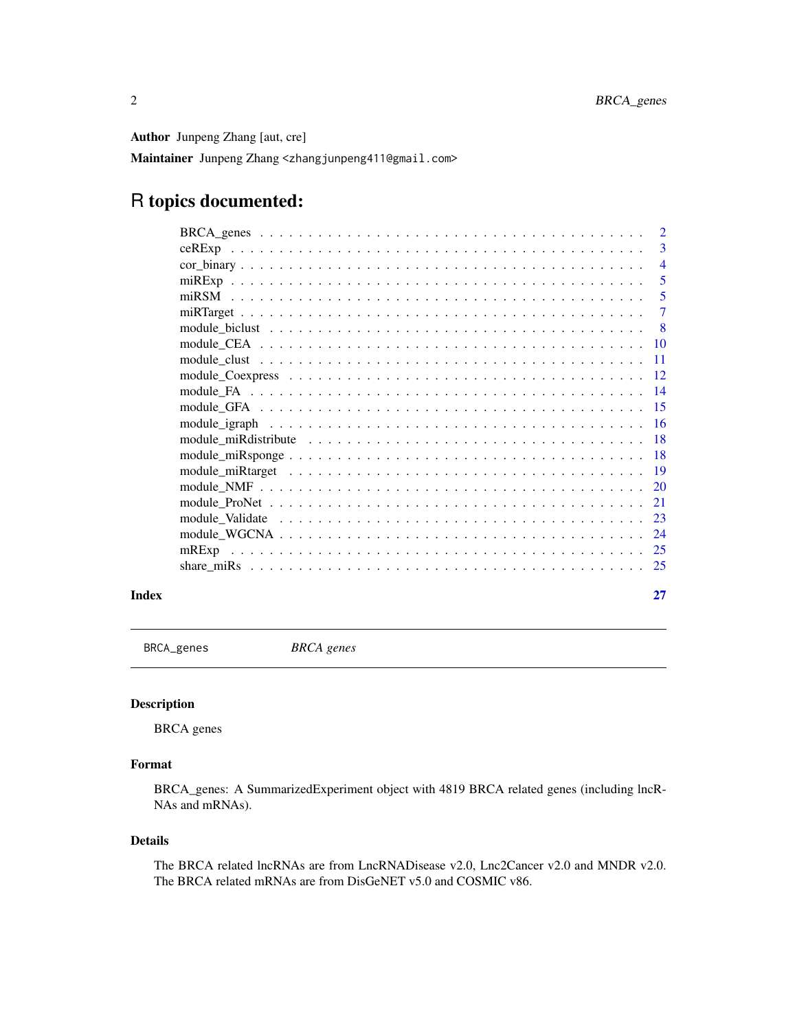**Author** Junpeng Zhang [aut, cre]

**Maintainer** Junpeng Zhang <zhangjunpeng411@gmail.com>

# R topics documented:

- BRCA_genes . . . . . . . . . . . . . . . . . . . . . . . . . . . . . . . . . . . . . 2
- ceRExp . . . . . . . . . . . . . . . . . . . . . . . . . . . . . . . . . . . . . . 3
- cor_binary . . . . . . . . . . . . . . . . . . . . . . . . . . . . . . . . . . . . . 4
- miRExp . . . . . . . . . . . . . . . . . . . . . . . . . . . . . . . . . . . . . . 5
- miRSM . . . . . . . . . . . . . . . . . . . . . . . . . . . . . . . . . . . . . . 5
- miRTarget . . . . . . . . . . . . . . . . . . . . . . . . . . . . . . . . . . . . . 7
- module_biclust . . . . . . . . . . . . . . . . . . . . . . . . . . . . . . . . . . . 8
- module_CEA . . . . . . . . . . . . . . . . . . . . . . . . . . . . . . . . . . . . 10
- module_clust . . . . . . . . . . . . . . . . . . . . . . . . . . . . . . . . . . . . 11
- module_Coexpress . . . . . . . . . . . . . . . . . . . . . . . . . . . . . . . . . . 12
- module_FA . . . . . . . . . . . . . . . . . . . . . . . . . . . . . . . . . . . . . 14
- module_GFA . . . . . . . . . . . . . . . . . . . . . . . . . . . . . . . . . . . . 15
- module_igraph . . . . . . . . . . . . . . . . . . . . . . . . . . . . . . . . . . . 16
- module_miRdistribute . . . . . . . . . . . . . . . . . . . . . . . . . . . . . . . . 18
- module_miRsponge . . . . . . . . . . . . . . . . . . . . . . . . . . . . . . . . . . 18
- module_miRtarget . . . . . . . . . . . . . . . . . . . . . . . . . . . . . . . . . . 19
- module_NMF . . . . . . . . . . . . . . . . . . . . . . . . . . . . . . . . . . . . . 20
- module_ProNet . . . . . . . . . . . . . . . . . . . . . . . . . . . . . . . . . . . . 21
- module_Validate . . . . . . . . . . . . . . . . . . . . . . . . . . . . . . . . . . . 23
- module_WGCNA . . . . . . . . . . . . . . . . . . . . . . . . . . . . . . . . . . . . 24
- mRExp . . . . . . . . . . . . . . . . . . . . . . . . . . . . . . . . . . . . . . . 25
- share_miRs . . . . . . . . . . . . . . . . . . . . . . . . . . . . . . . . . . . . . 25

**Index** 27

---

`BRCA_genes` *BRCA genes*

---

### Description

BRCA genes

### Format

BRCA_genes: A SummarizedExperiment object with 4819 BRCA related genes (including lncRNAs and mRNAs).

### Details

The BRCA related lncRNAs are from LncRNADisease v2.0, Lnc2Cancer v2.0 and MNDR v2.0. The BRCA related mRNAs are from DisGeNET v5.0 and COSMIC v86.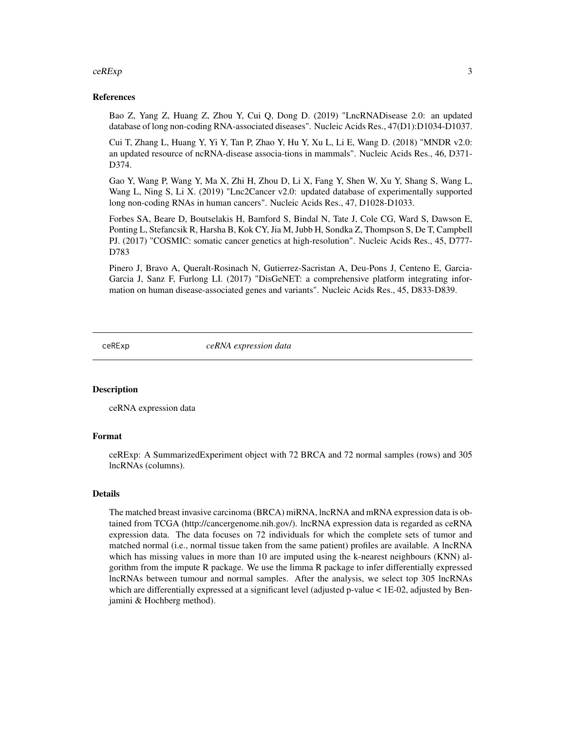### References

Bao Z, Yang Z, Huang Z, Zhou Y, Cui Q, Dong D. (2019) "LncRNADisease 2.0: an updated database of long non-coding RNA-associated diseases". Nucleic Acids Res., 47(D1):D1034-D1037.

Cui T, Zhang L, Huang Y, Yi Y, Tan P, Zhao Y, Hu Y, Xu L, Li E, Wang D. (2018) "MNDR v2.0: an updated resource of ncRNA-disease associa-tions in mammals". Nucleic Acids Res., 46, D371-D374.

Gao Y, Wang P, Wang Y, Ma X, Zhi H, Zhou D, Li X, Fang Y, Shen W, Xu Y, Shang S, Wang L, Wang L, Ning S, Li X. (2019) "Lnc2Cancer v2.0: updated database of experimentally supported long non-coding RNAs in human cancers". Nucleic Acids Res., 47, D1028-D1033.

Forbes SA, Beare D, Boutselakis H, Bamford S, Bindal N, Tate J, Cole CG, Ward S, Dawson E, Ponting L, Stefancsik R, Harsha B, Kok CY, Jia M, Jubb H, Sondka Z, Thompson S, De T, Campbell PJ. (2017) "COSMIC: somatic cancer genetics at high-resolution". Nucleic Acids Res., 45, D777-D783

Pinero J, Bravo A, Queralt-Rosinach N, Gutierrez-Sacristan A, Deu-Pons J, Centeno E, Garcia-Garcia J, Sanz F, Furlong LI. (2017) "DisGeNET: a comprehensive platform integrating information on human disease-associated genes and variants". Nucleic Acids Res., 45, D833-D839.

---

## ceREXp — *ceRNA expression data*

### Description

ceRNA expression data

### Format

ceRExp: A SummarizedExperiment object with 72 BRCA and 72 normal samples (rows) and 305 lncRNAs (columns).

### Details

The matched breast invasive carcinoma (BRCA) miRNA, lncRNA and mRNA expression data is obtained from TCGA (http://cancergenome.nih.gov/). lncRNA expression data is regarded as ceRNA expression data. The data focuses on 72 individuals for which the complete sets of tumor and matched normal (i.e., normal tissue taken from the same patient) profiles are available. A lncRNA which has missing values in more than 10 are imputed using the k-nearest neighbours (KNN) algorithm from the impute R package. We use the limma R package to infer differentially expressed lncRNAs between tumour and normal samples. After the analysis, we select top 305 lncRNAs which are differentially expressed at a significant level (adjusted p-value < 1E-02, adjusted by Benjamini & Hochberg method).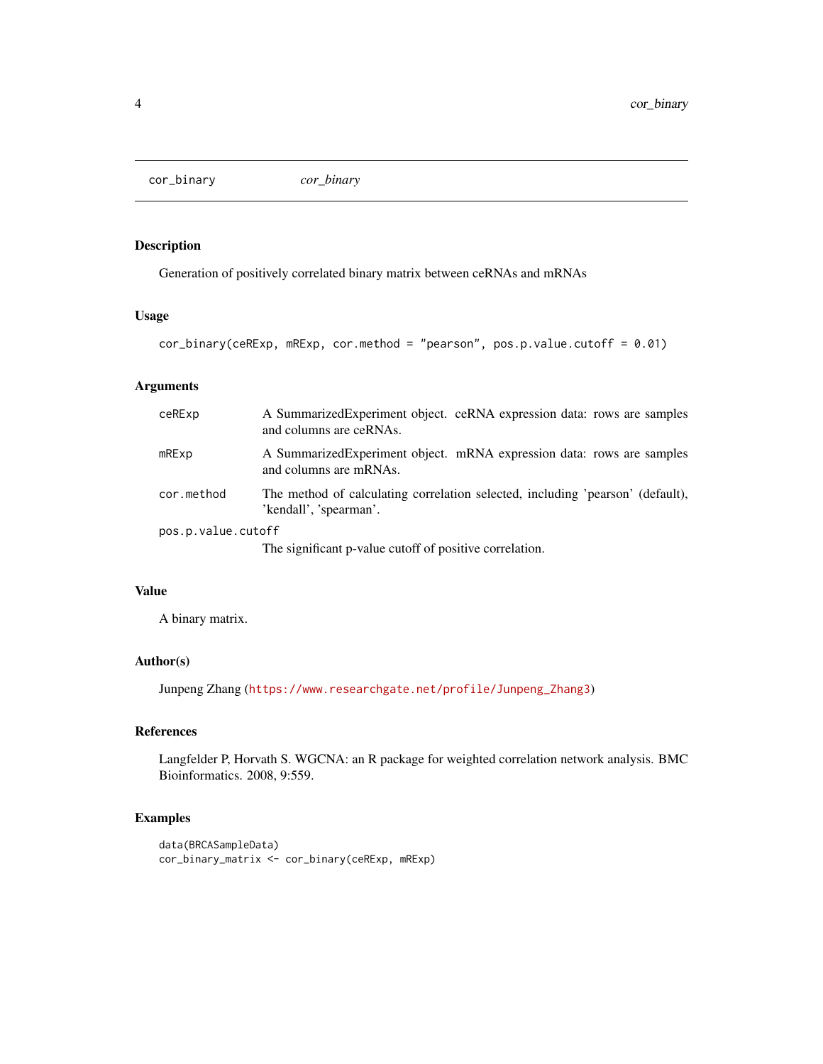# cor_binary

*cor_binary*

## Description

Generation of positively correlated binary matrix between ceRNAs and mRNAs

## Usage

```
cor_binary(ceRExp, mRExp, cor.method = "pearson", pos.p.value.cutoff = 0.01)
```

## Arguments

| Argument | Description |
| --- | --- |
| ceRExp | A SummarizedExperiment object. ceRNA expression data: rows are samples and columns are ceRNAs. |
| mRExp | A SummarizedExperiment object. mRNA expression data: rows are samples and columns are mRNAs. |
| cor.method | The method of calculating correlation selected, including 'pearson' (default), 'kendall', 'spearman'. |
| pos.p.value.cutoff | The significant p-value cutoff of positive correlation. |

## Value

A binary matrix.

## Author(s)

Junpeng Zhang (https://www.researchgate.net/profile/Junpeng_Zhang3)

## References

Langfelder P, Horvath S. WGCNA: an R package for weighted correlation network analysis. BMC Bioinformatics. 2008, 9:559.

## Examples

```
data(BRCASampleData)
cor_binary_matrix <- cor_binary(ceRExp, mRExp)
```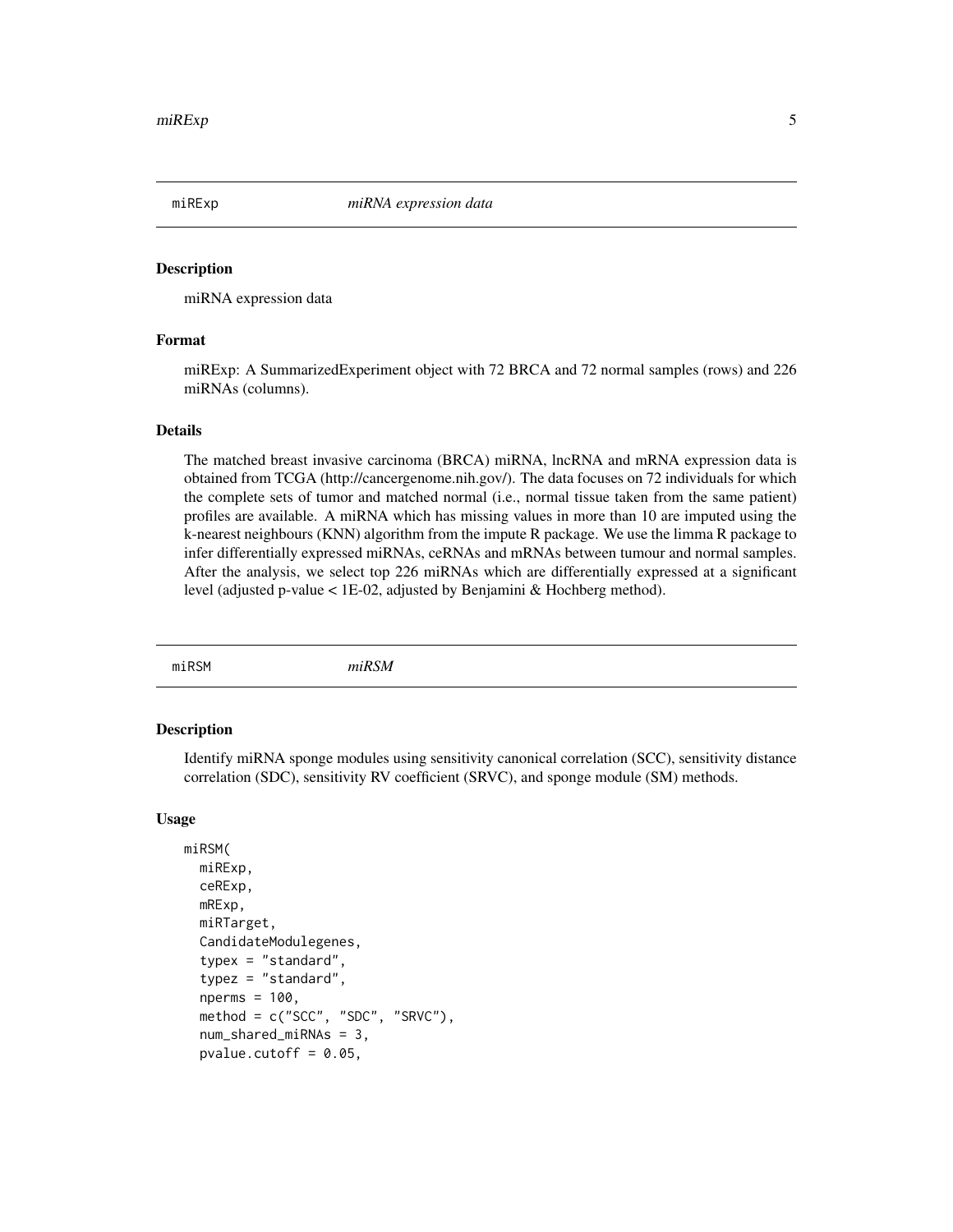## miRExp *miRNA expression data*

### Description

miRNA expression data

### Format

miRExp: A SummarizedExperiment object with 72 BRCA and 72 normal samples (rows) and 226 miRNAs (columns).

### Details

The matched breast invasive carcinoma (BRCA) miRNA, lncRNA and mRNA expression data is obtained from TCGA (http://cancergenome.nih.gov/). The data focuses on 72 individuals for which the complete sets of tumor and matched normal (i.e., normal tissue taken from the same patient) profiles are available. A miRNA which has missing values in more than 10 are imputed using the k-nearest neighbours (KNN) algorithm from the impute R package. We use the limma R package to infer differentially expressed miRNAs, ceRNAs and mRNAs between tumour and normal samples. After the analysis, we select top 226 miRNAs which are differentially expressed at a significant level (adjusted p-value < 1E-02, adjusted by Benjamini & Hochberg method).

## miRSM *miRSM*

### Description

Identify miRNA sponge modules using sensitivity canonical correlation (SCC), sensitivity distance correlation (SDC), sensitivity RV coefficient (SRVC), and sponge module (SM) methods.

### Usage

```
miRSM(
  miRExp,
  ceRExp,
  mRExp,
  miRTarget,
  CandidateModulegenes,
  typex = "standard",
  typez = "standard",
  nperms = 100,
  method = c("SCC", "SDC", "SRVC"),
  num_shared_miRNAs = 3,
  pvalue.cutoff = 0.05,
```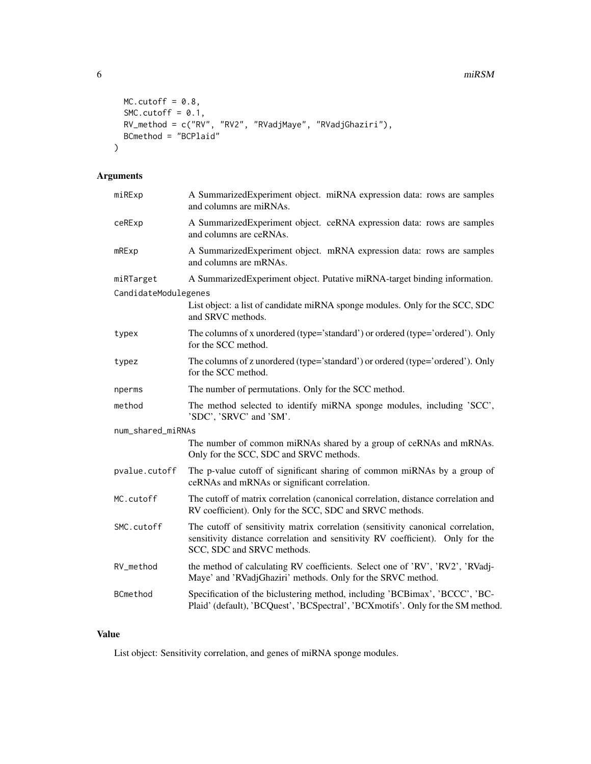```
  MC.cutoff = 0.8,
  SMC.cutoff = 0.1,
  RV_method = c("RV", "RV2", "RVadjMaye", "RVadjGhaziri"),
  BCmethod = "BCPlaid"
)
```

## Arguments

| | |
|---|---|
| miRExp | A SummarizedExperiment object. miRNA expression data: rows are samples and columns are miRNAs. |
| ceRExp | A SummarizedExperiment object. ceRNA expression data: rows are samples and columns are ceRNAs. |
| mRExp | A SummarizedExperiment object. mRNA expression data: rows are samples and columns are mRNAs. |
| miRTarget | A SummarizedExperiment object. Putative miRNA-target binding information. |
| CandidateModulegenes | List object: a list of candidate miRNA sponge modules. Only for the SCC, SDC and SRVC methods. |
| typex | The columns of x unordered (type='standard') or ordered (type='ordered'). Only for the SCC method. |
| typez | The columns of z unordered (type='standard') or ordered (type='ordered'). Only for the SCC method. |
| nperms | The number of permutations. Only for the SCC method. |
| method | The method selected to identify miRNA sponge modules, including 'SCC', 'SDC', 'SRVC' and 'SM'. |
| num_shared_miRNAs | The number of common miRNAs shared by a group of ceRNAs and mRNAs. Only for the SCC, SDC and SRVC methods. |
| pvalue.cutoff | The p-value cutoff of significant sharing of common miRNAs by a group of ceRNAs and mRNAs or significant correlation. |
| MC.cutoff | The cutoff of matrix correlation (canonical correlation, distance correlation and RV coefficient). Only for the SCC, SDC and SRVC methods. |
| SMC.cutoff | The cutoff of sensitivity matrix correlation (sensitivity canonical correlation, sensitivity distance correlation and sensitivity RV coefficient). Only for the SCC, SDC and SRVC methods. |
| RV_method | the method of calculating RV coefficients. Select one of 'RV', 'RV2', 'RVadj-Maye' and 'RVadjGhaziri' methods. Only for the SRVC method. |
| BCmethod | Specification of the biclustering method, including 'BCBimax', 'BCCC', 'BC-Plaid' (default), 'BCQuest', 'BCSpectral', 'BCXmotifs'. Only for the SM method. |

## Value

List object: Sensitivity correlation, and genes of miRNA sponge modules.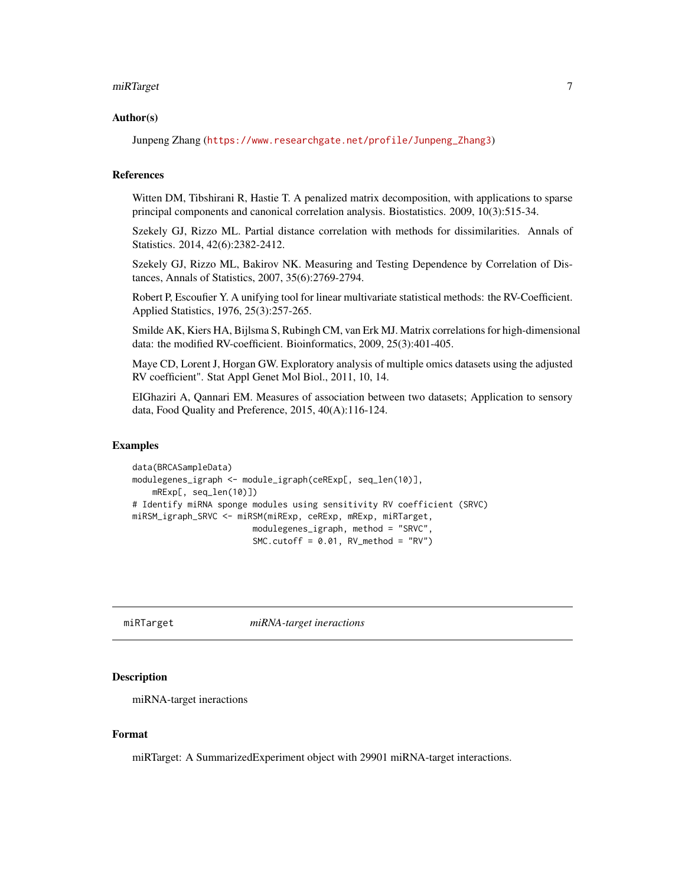### Author(s)

Junpeng Zhang (https://www.researchgate.net/profile/Junpeng_Zhang3)

### References

Witten DM, Tibshirani R, Hastie T. A penalized matrix decomposition, with applications to sparse principal components and canonical correlation analysis. Biostatistics. 2009, 10(3):515-34.

Szekely GJ, Rizzo ML. Partial distance correlation with methods for dissimilarities. Annals of Statistics. 2014, 42(6):2382-2412.

Szekely GJ, Rizzo ML, Bakirov NK. Measuring and Testing Dependence by Correlation of Distances, Annals of Statistics, 2007, 35(6):2769-2794.

Robert P, Escoufier Y. A unifying tool for linear multivariate statistical methods: the RV-Coefficient. Applied Statistics, 1976, 25(3):257-265.

Smilde AK, Kiers HA, Bijlsma S, Rubingh CM, van Erk MJ. Matrix correlations for high-dimensional data: the modified RV-coefficient. Bioinformatics, 2009, 25(3):401-405.

Maye CD, Lorent J, Horgan GW. Exploratory analysis of multiple omics datasets using the adjusted RV coefficient". Stat Appl Genet Mol Biol., 2011, 10, 14.

EIGhaziri A, Qannari EM. Measures of association between two datasets; Application to sensory data, Food Quality and Preference, 2015, 40(A):116-124.

### Examples

```
data(BRCASampleData)
modulegenes_igraph <- module_igraph(ceRExp[, seq_len(10)],
    mRExp[, seq_len(10)])
# Identify miRNA sponge modules using sensitivity RV coefficient (SRVC)
miRSM_igraph_SRVC <- miRSM(miRExp, ceRExp, mRExp, miRTarget,
                        modulegenes_igraph, method = "SRVC",
                        SMC.cutoff = 0.01, RV_method = "RV")
```

---

## miRTarget *miRNA-target ineractions*

---

### Description

miRNA-target ineractions

### Format

miRTarget: A SummarizedExperiment object with 29901 miRNA-target interactions.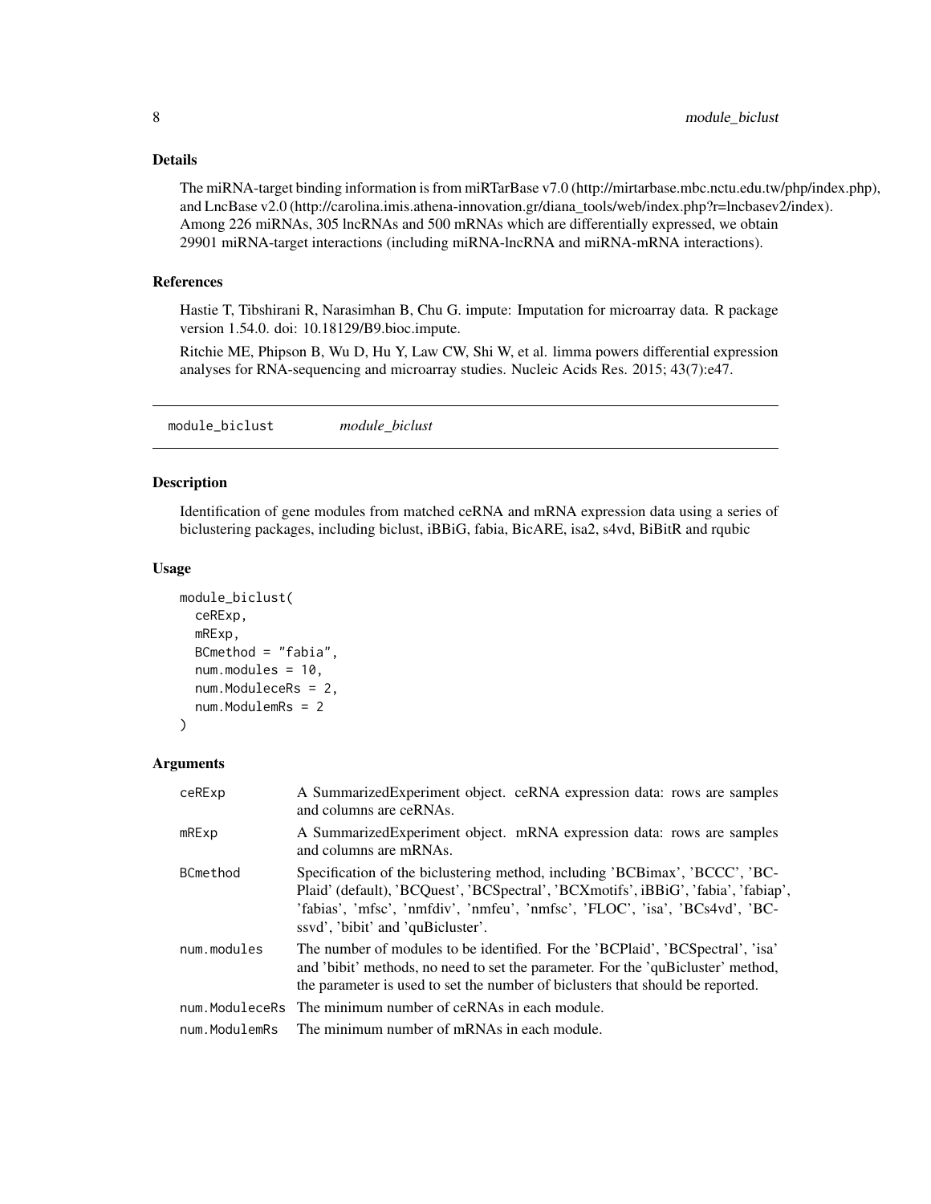## Details

The miRNA-target binding information is from miRTarBase v7.0 (http://mirtarbase.mbc.nctu.edu.tw/php/index.php), and LncBase v2.0 (http://carolina.imis.athena-innovation.gr/diana_tools/web/index.php?r=lncbasev2/index). Among 226 miRNAs, 305 lncRNAs and 500 mRNAs which are differentially expressed, we obtain 29901 miRNA-target interactions (including miRNA-lncRNA and miRNA-mRNA interactions).

## References

Hastie T, Tibshirani R, Narasimhan B, Chu G. impute: Imputation for microarray data. R package version 1.54.0. doi: 10.18129/B9.bioc.impute.

Ritchie ME, Phipson B, Wu D, Hu Y, Law CW, Shi W, et al. limma powers differential expression analyses for RNA-sequencing and microarray studies. Nucleic Acids Res. 2015; 43(7):e47.

---

# module_biclust *module_biclust*

## Description

Identification of gene modules from matched ceRNA and mRNA expression data using a series of biclustering packages, including biclust, iBBiG, fabia, BicARE, isa2, s4vd, BiBitR and rqubic

## Usage

```
module_biclust(
  ceRExp,
  mRExp,
  BCmethod = "fabia",
  num.modules = 10,
  num.ModuleceRs = 2,
  num.ModulemRs = 2
)
```

## Arguments

| | |
|---|---|
| ceRExp | A SummarizedExperiment object. ceRNA expression data: rows are samples and columns are ceRNAs. |
| mRExp | A SummarizedExperiment object. mRNA expression data: rows are samples and columns are mRNAs. |
| BCmethod | Specification of the biclustering method, including 'BCBimax', 'BCCC', 'BCPlaid' (default), 'BCQuest', 'BCSpectral', 'BCXmotifs', iBBiG', 'fabia', 'fabiap', 'fabias', 'mfsc', 'nmfdiv', 'nmfeu', 'nmfsc', 'FLOC', 'isa', 'BCs4vd', 'BCssvd', 'bibit' and 'quBicluster'. |
| num.modules | The number of modules to be identified. For the 'BCPlaid', 'BCSpectral', 'isa' and 'bibit' methods, no need to set the parameter. For the 'quBicluster' method, the parameter is used to set the number of biclusters that should be reported. |
| num.ModuleceRs | The minimum number of ceRNAs in each module. |
| num.ModulemRs | The minimum number of mRNAs in each module. |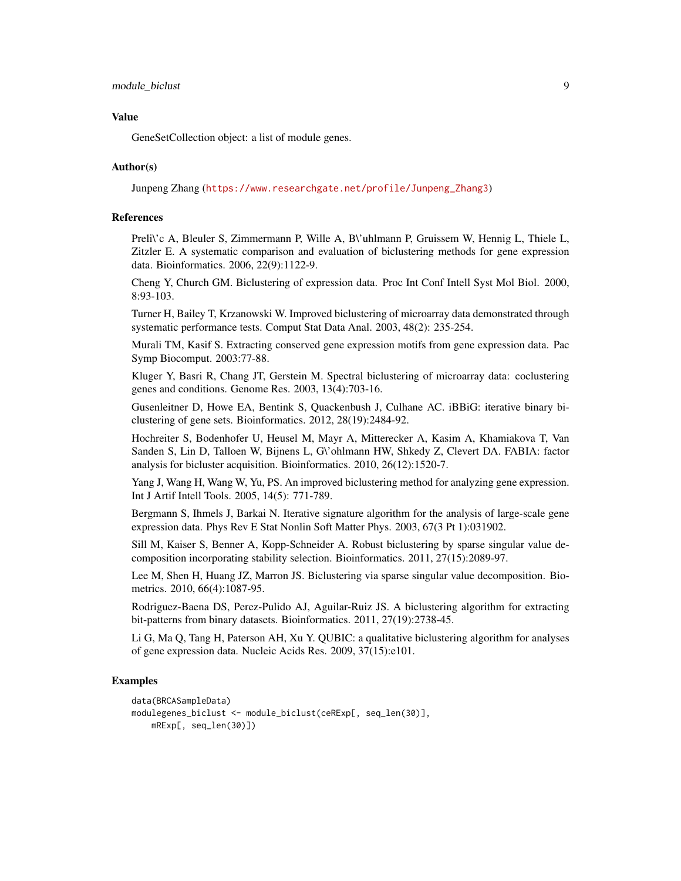## Value

GeneSetCollection object: a list of module genes.

## Author(s)

Junpeng Zhang (https://www.researchgate.net/profile/Junpeng_Zhang3)

## References

Preli\'c A, Bleuler S, Zimmermann P, Wille A, B\'uhlmann P, Gruissem W, Hennig L, Thiele L, Zitzler E. A systematic comparison and evaluation of biclustering methods for gene expression data. Bioinformatics. 2006, 22(9):1122-9.

Cheng Y, Church GM. Biclustering of expression data. Proc Int Conf Intell Syst Mol Biol. 2000, 8:93-103.

Turner H, Bailey T, Krzanowski W. Improved biclustering of microarray data demonstrated through systematic performance tests. Comput Stat Data Anal. 2003, 48(2): 235-254.

Murali TM, Kasif S. Extracting conserved gene expression motifs from gene expression data. Pac Symp Biocomput. 2003:77-88.

Kluger Y, Basri R, Chang JT, Gerstein M. Spectral biclustering of microarray data: coclustering genes and conditions. Genome Res. 2003, 13(4):703-16.

Gusenleitner D, Howe EA, Bentink S, Quackenbush J, Culhane AC. iBBiG: iterative binary biclustering of gene sets. Bioinformatics. 2012, 28(19):2484-92.

Hochreiter S, Bodenhofer U, Heusel M, Mayr A, Mitterecker A, Kasim A, Khamiakova T, Van Sanden S, Lin D, Talloen W, Bijnens L, G\'ohlmann HW, Shkedy Z, Clevert DA. FABIA: factor analysis for bicluster acquisition. Bioinformatics. 2010, 26(12):1520-7.

Yang J, Wang H, Wang W, Yu, PS. An improved biclustering method for analyzing gene expression. Int J Artif Intell Tools. 2005, 14(5): 771-789.

Bergmann S, Ihmels J, Barkai N. Iterative signature algorithm for the analysis of large-scale gene expression data. Phys Rev E Stat Nonlin Soft Matter Phys. 2003, 67(3 Pt 1):031902.

Sill M, Kaiser S, Benner A, Kopp-Schneider A. Robust biclustering by sparse singular value decomposition incorporating stability selection. Bioinformatics. 2011, 27(15):2089-97.

Lee M, Shen H, Huang JZ, Marron JS. Biclustering via sparse singular value decomposition. Biometrics. 2010, 66(4):1087-95.

Rodriguez-Baena DS, Perez-Pulido AJ, Aguilar-Ruiz JS. A biclustering algorithm for extracting bit-patterns from binary datasets. Bioinformatics. 2011, 27(19):2738-45.

Li G, Ma Q, Tang H, Paterson AH, Xu Y. QUBIC: a qualitative biclustering algorithm for analyses of gene expression data. Nucleic Acids Res. 2009, 37(15):e101.

## Examples

```
data(BRCASampleData)
modulegenes_biclust <- module_biclust(ceRExp[, seq_len(30)],
    mRExp[, seq_len(30)])
```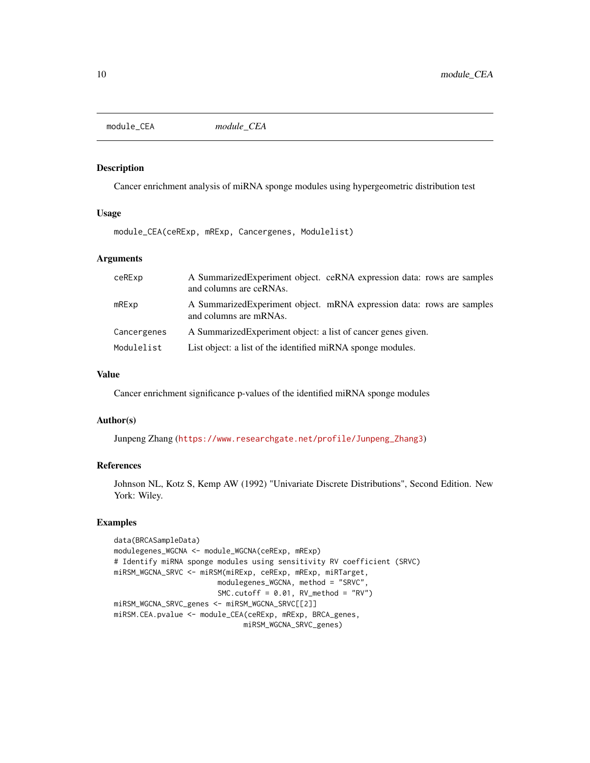## module_CEA

*module_CEA*

### Description

Cancer enrichment analysis of miRNA sponge modules using hypergeometric distribution test

### Usage

```
module_CEA(ceRExp, mRExp, Cancergenes, Modulelist)
```

### Arguments

| | |
|---|---|
| ceRExp | A SummarizedExperiment object. ceRNA expression data: rows are samples and columns are ceRNAs. |
| mRExp | A SummarizedExperiment object. mRNA expression data: rows are samples and columns are mRNAs. |
| Cancergenes | A SummarizedExperiment object: a list of cancer genes given. |
| Modulelist | List object: a list of the identified miRNA sponge modules. |

### Value

Cancer enrichment significance p-values of the identified miRNA sponge modules

### Author(s)

Junpeng Zhang (https://www.researchgate.net/profile/Junpeng_Zhang3)

### References

Johnson NL, Kotz S, Kemp AW (1992) "Univariate Discrete Distributions", Second Edition. New York: Wiley.

### Examples

```
data(BRCASampleData)
modulegenes_WGCNA <- module_WGCNA(ceRExp, mRExp)
# Identify miRNA sponge modules using sensitivity RV coefficient (SRVC)
miRSM_WGCNA_SRVC <- miRSM(miRExp, ceRExp, mRExp, miRTarget,
                        modulegenes_WGCNA, method = "SRVC",
                        SMC.cutoff = 0.01, RV_method = "RV")
miRSM_WGCNA_SRVC_genes <- miRSM_WGCNA_SRVC[[2]]
miRSM.CEA.pvalue <- module_CEA(ceRExp, mRExp, BRCA_genes,
                              miRSM_WGCNA_SRVC_genes)
```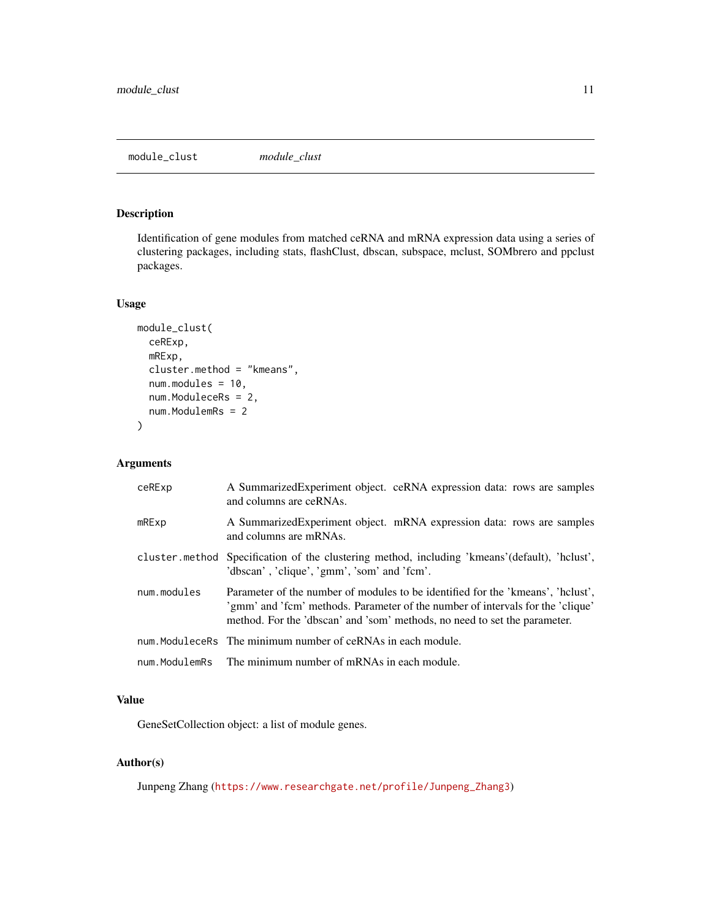## module_clust *module_clust*

### Description

Identification of gene modules from matched ceRNA and mRNA expression data using a series of clustering packages, including stats, flashClust, dbscan, subspace, mclust, SOMbrero and ppclust packages.

### Usage

```
module_clust(
  ceRExp,
  mRExp,
  cluster.method = "kmeans",
  num.modules = 10,
  num.ModuleceRs = 2,
  num.ModulemRs = 2
)
```

### Arguments

| | |
|---|---|
| `ceRExp` | A SummarizedExperiment object. ceRNA expression data: rows are samples and columns are ceRNAs. |
| `mRExp` | A SummarizedExperiment object. mRNA expression data: rows are samples and columns are mRNAs. |
| `cluster.method` | Specification of the clustering method, including 'kmeans'(default), 'hclust', 'dbscan' , 'clique', 'gmm', 'som' and 'fcm'. |
| `num.modules` | Parameter of the number of modules to be identified for the 'kmeans', 'hclust', 'gmm' and 'fcm' methods. Parameter of the number of intervals for the 'clique' method. For the 'dbscan' and 'som' methods, no need to set the parameter. |
| `num.ModuleceRs` | The minimum number of ceRNAs in each module. |
| `num.ModulemRs` | The minimum number of mRNAs in each module. |

### Value

GeneSetCollection object: a list of module genes.

### Author(s)

Junpeng Zhang (https://www.researchgate.net/profile/Junpeng_Zhang3)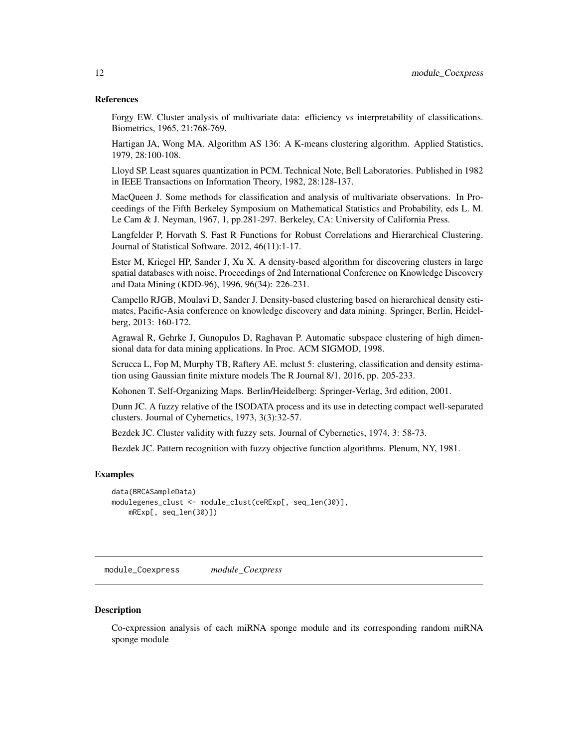### References

Forgy EW. Cluster analysis of multivariate data: efficiency vs interpretability of classifications. Biometrics, 1965, 21:768-769.

Hartigan JA, Wong MA. Algorithm AS 136: A K-means clustering algorithm. Applied Statistics, 1979, 28:100-108.

Lloyd SP. Least squares quantization in PCM. Technical Note, Bell Laboratories. Published in 1982 in IEEE Transactions on Information Theory, 1982, 28:128-137.

MacQueen J. Some methods for classification and analysis of multivariate observations. In Proceedings of the Fifth Berkeley Symposium on Mathematical Statistics and Probability, eds L. M. Le Cam & J. Neyman, 1967, 1, pp.281-297. Berkeley, CA: University of California Press.

Langfelder P, Horvath S. Fast R Functions for Robust Correlations and Hierarchical Clustering. Journal of Statistical Software. 2012, 46(11):1-17.

Ester M, Kriegel HP, Sander J, Xu X. A density-based algorithm for discovering clusters in large spatial databases with noise, Proceedings of 2nd International Conference on Knowledge Discovery and Data Mining (KDD-96), 1996, 96(34): 226-231.

Campello RJGB, Moulavi D, Sander J. Density-based clustering based on hierarchical density estimates, Pacific-Asia conference on knowledge discovery and data mining. Springer, Berlin, Heidelberg, 2013: 160-172.

Agrawal R, Gehrke J, Gunopulos D, Raghavan P. Automatic subspace clustering of high dimensional data for data mining applications. In Proc. ACM SIGMOD, 1998.

Scrucca L, Fop M, Murphy TB, Raftery AE. mclust 5: clustering, classification and density estimation using Gaussian finite mixture models The R Journal 8/1, 2016, pp. 205-233.

Kohonen T. Self-Organizing Maps. Berlin/Heidelberg: Springer-Verlag, 3rd edition, 2001.

Dunn JC. A fuzzy relative of the ISODATA process and its use in detecting compact well-separated clusters. Journal of Cybernetics, 1973, 3(3):32-57.

Bezdek JC. Cluster validity with fuzzy sets. Journal of Cybernetics, 1974, 3: 58-73.

Bezdek JC. Pattern recognition with fuzzy objective function algorithms. Plenum, NY, 1981.

### Examples

```
data(BRCASampleData)
modulegenes_clust <- module_clust(ceRExp[, seq_len(30)],
    mRExp[, seq_len(30)])
```

---

## module_Coexpress    *module_Coexpress*

---

### Description

Co-expression analysis of each miRNA sponge module and its corresponding random miRNA sponge module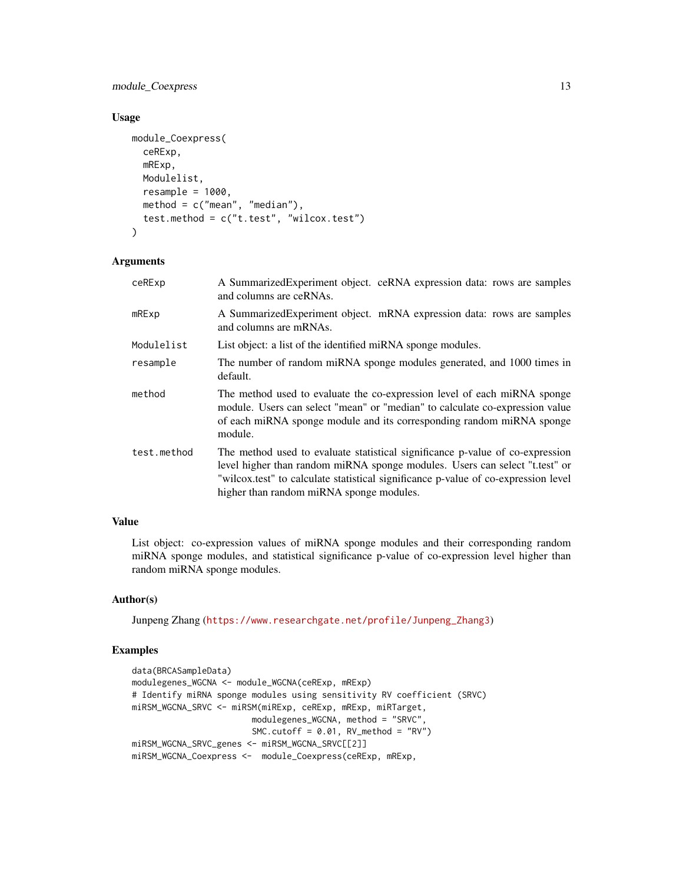### Usage

```
module_Coexpress(
  ceRExp,
  mRExp,
  Modulelist,
  resample = 1000,
  method = c("mean", "median"),
  test.method = c("t.test", "wilcox.test")
)
```

### Arguments

| | |
|---|---|
| ceRExp | A SummarizedExperiment object. ceRNA expression data: rows are samples and columns are ceRNAs. |
| mRExp | A SummarizedExperiment object. mRNA expression data: rows are samples and columns are mRNAs. |
| Modulelist | List object: a list of the identified miRNA sponge modules. |
| resample | The number of random miRNA sponge modules generated, and 1000 times in default. |
| method | The method used to evaluate the co-expression level of each miRNA sponge module. Users can select "mean" or "median" to calculate co-expression value of each miRNA sponge module and its corresponding random miRNA sponge module. |
| test.method | The method used to evaluate statistical significance p-value of co-expression level higher than random miRNA sponge modules. Users can select "t.test" or "wilcox.test" to calculate statistical significance p-value of co-expression level higher than random miRNA sponge modules. |

### Value

List object: co-expression values of miRNA sponge modules and their corresponding random miRNA sponge modules, and statistical significance p-value of co-expression level higher than random miRNA sponge modules.

### Author(s)

Junpeng Zhang (https://www.researchgate.net/profile/Junpeng_Zhang3)

### Examples

```
data(BRCASampleData)
modulegenes_WGCNA <- module_WGCNA(ceRExp, mRExp)
# Identify miRNA sponge modules using sensitivity RV coefficient (SRVC)
miRSM_WGCNA_SRVC <- miRSM(miRExp, ceRExp, mRExp, miRTarget,
                        modulegenes_WGCNA, method = "SRVC",
                        SMC.cutoff = 0.01, RV_method = "RV")
miRSM_WGCNA_SRVC_genes <- miRSM_WGCNA_SRVC[[2]]
miRSM_WGCNA_Coexpress <-  module_Coexpress(ceRExp, mRExp,
```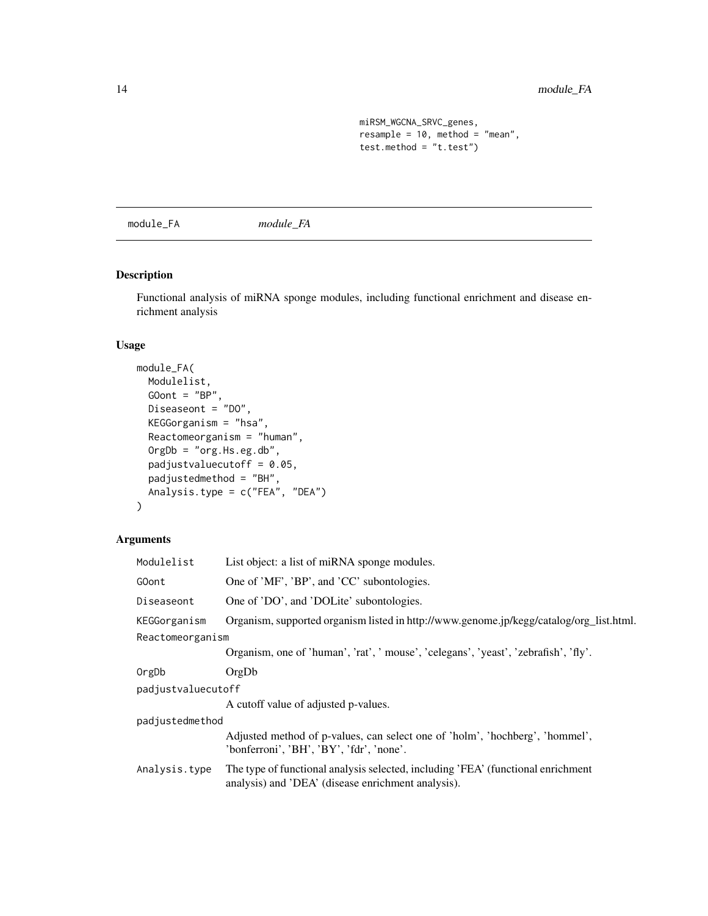```
                         miRSM_WGCNA_SRVC_genes,
                         resample = 10, method = "mean",
                         test.method = "t.test")
```

---

## module_FA *module_FA*

---

### Description

Functional analysis of miRNA sponge modules, including functional enrichment and disease enrichment analysis

### Usage

```
module_FA(
  Modulelist,
  GOont = "BP",
  Diseaseont = "DO",
  KEGGorganism = "hsa",
  Reactomeorganism = "human",
  OrgDb = "org.Hs.eg.db",
  padjustvaluecutoff = 0.05,
  padjustedmethod = "BH",
  Analysis.type = c("FEA", "DEA")
)
```

### Arguments

| | |
|---|---|
| Modulelist | List object: a list of miRNA sponge modules. |
| GOont | One of 'MF', 'BP', and 'CC' subontologies. |
| Diseaseont | One of 'DO', and 'DOLite' subontologies. |
| KEGGorganism | Organism, supported organism listed in http://www.genome.jp/kegg/catalog/org_list.html. |
| Reactomeorganism | Organism, one of 'human', 'rat', ' mouse', 'celegans', 'yeast', 'zebrafish', 'fly'. |
| OrgDb | OrgDb |
| padjustvaluecutoff | A cutoff value of adjusted p-values. |
| padjustedmethod | Adjusted method of p-values, can select one of 'holm', 'hochberg', 'hommel', 'bonferroni', 'BH', 'BY', 'fdr', 'none'. |
| Analysis.type | The type of functional analysis selected, including 'FEA' (functional enrichment analysis) and 'DEA' (disease enrichment analysis). |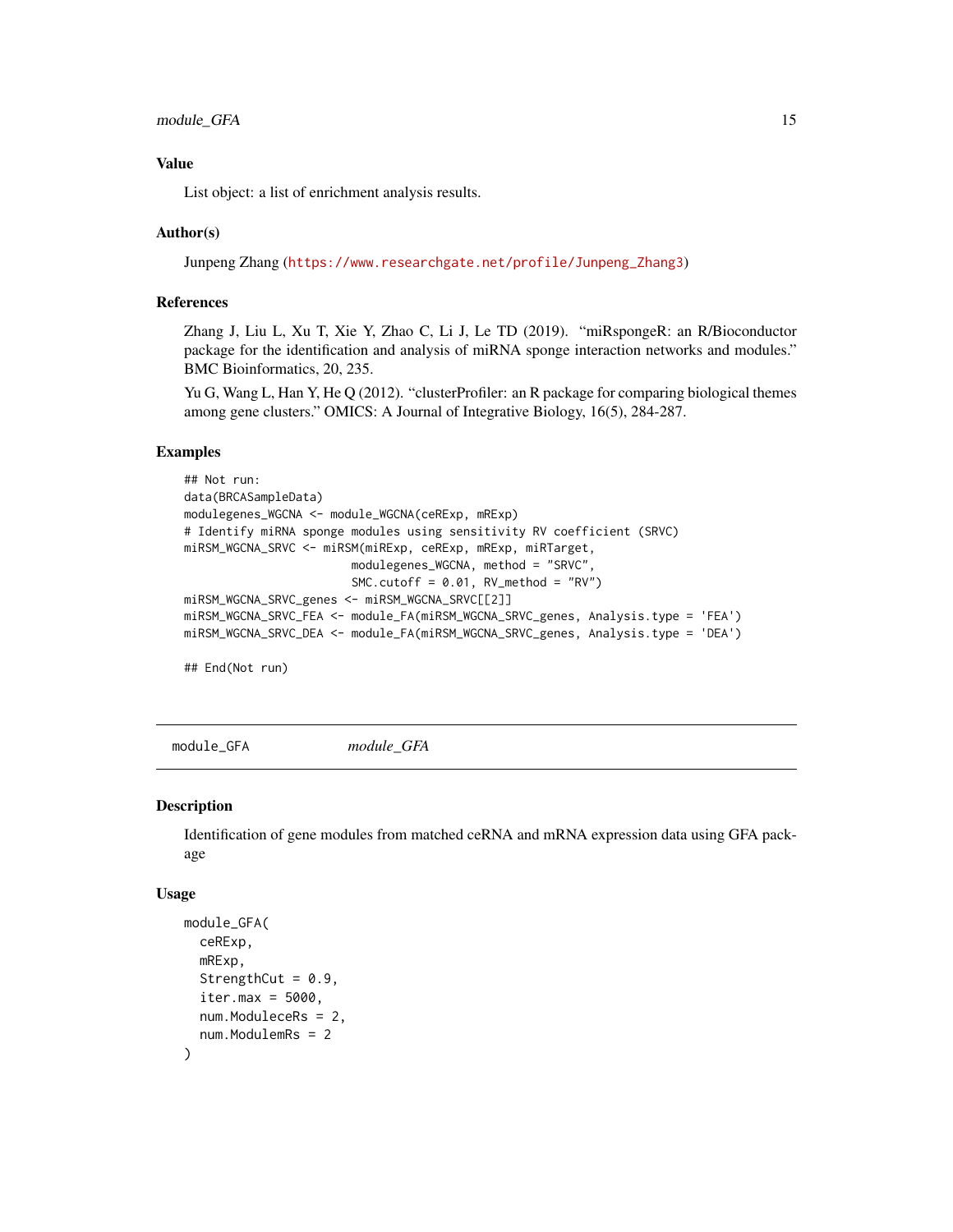### Value

List object: a list of enrichment analysis results.

### Author(s)

Junpeng Zhang (https://www.researchgate.net/profile/Junpeng_Zhang3)

### References

Zhang J, Liu L, Xu T, Xie Y, Zhao C, Li J, Le TD (2019). "miRspongeR: an R/Bioconductor package for the identification and analysis of miRNA sponge interaction networks and modules." BMC Bioinformatics, 20, 235.

Yu G, Wang L, Han Y, He Q (2012). "clusterProfiler: an R package for comparing biological themes among gene clusters." OMICS: A Journal of Integrative Biology, 16(5), 284-287.

### Examples

```
## Not run:
data(BRCASampleData)
modulegenes_WGCNA <- module_WGCNA(ceRExp, mRExp)
# Identify miRNA sponge modules using sensitivity RV coefficient (SRVC)
miRSM_WGCNA_SRVC <- miRSM(miRExp, ceRExp, mRExp, miRTarget,
                        modulegenes_WGCNA, method = "SRVC",
                        SMC.cutoff = 0.01, RV_method = "RV")
miRSM_WGCNA_SRVC_genes <- miRSM_WGCNA_SRVC[[2]]
miRSM_WGCNA_SRVC_FEA <- module_FA(miRSM_WGCNA_SRVC_genes, Analysis.type = 'FEA')
miRSM_WGCNA_SRVC_DEA <- module_FA(miRSM_WGCNA_SRVC_genes, Analysis.type = 'DEA')

## End(Not run)
```

---

## module_GFA *module_GFA*

### Description

Identification of gene modules from matched ceRNA and mRNA expression data using GFA package

### Usage

```
module_GFA(
  ceRExp,
  mRExp,
  StrengthCut = 0.9,
  iter.max = 5000,
  num.ModuleceRs = 2,
  num.ModulemRs = 2
)
```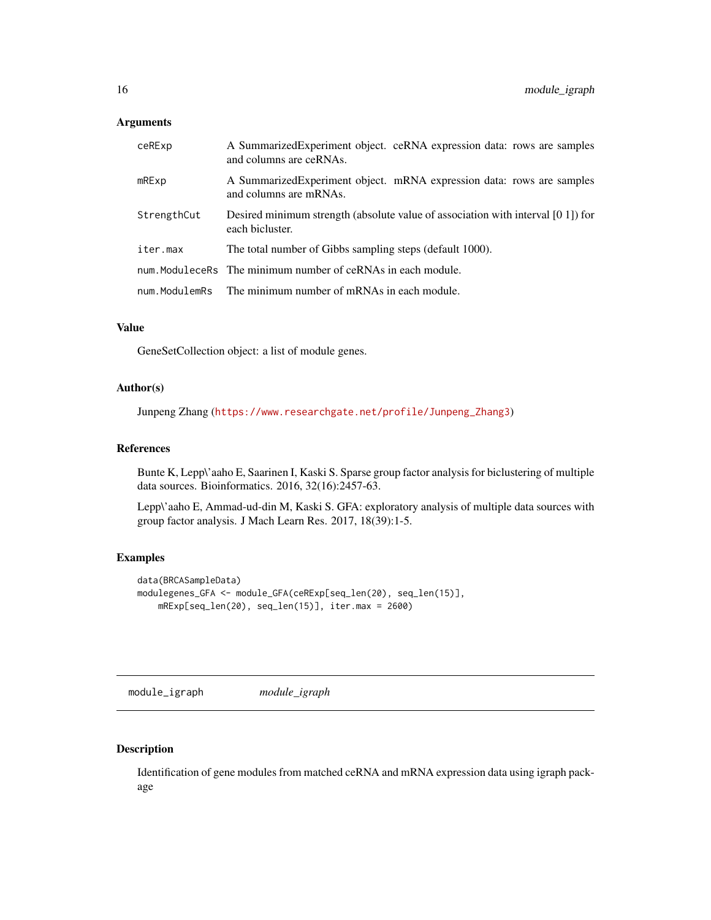### Arguments

| | |
|---|---|
| ceRExp | A SummarizedExperiment object. ceRNA expression data: rows are samples and columns are ceRNAs. |
| mRExp | A SummarizedExperiment object. mRNA expression data: rows are samples and columns are mRNAs. |
| StrengthCut | Desired minimum strength (absolute value of association with interval [0 1]) for each bicluster. |
| iter.max | The total number of Gibbs sampling steps (default 1000). |
| num.ModuleceRs | The minimum number of ceRNAs in each module. |
| num.ModulemRs | The minimum number of mRNAs in each module. |

### Value

GeneSetCollection object: a list of module genes.

### Author(s)

Junpeng Zhang (https://www.researchgate.net/profile/Junpeng_Zhang3)

### References

Bunte K, Lepp\'aaho E, Saarinen I, Kaski S. Sparse group factor analysis for biclustering of multiple data sources. Bioinformatics. 2016, 32(16):2457-63.

Lepp\'aaho E, Ammad-ud-din M, Kaski S. GFA: exploratory analysis of multiple data sources with group factor analysis. J Mach Learn Res. 2017, 18(39):1-5.

### Examples

```
data(BRCASampleData)
modulegenes_GFA <- module_GFA(ceRExp[seq_len(20), seq_len(15)],
    mRExp[seq_len(20), seq_len(15)], iter.max = 2600)
```

---

## module_igraph *module_igraph*

---

### Description

Identification of gene modules from matched ceRNA and mRNA expression data using igraph package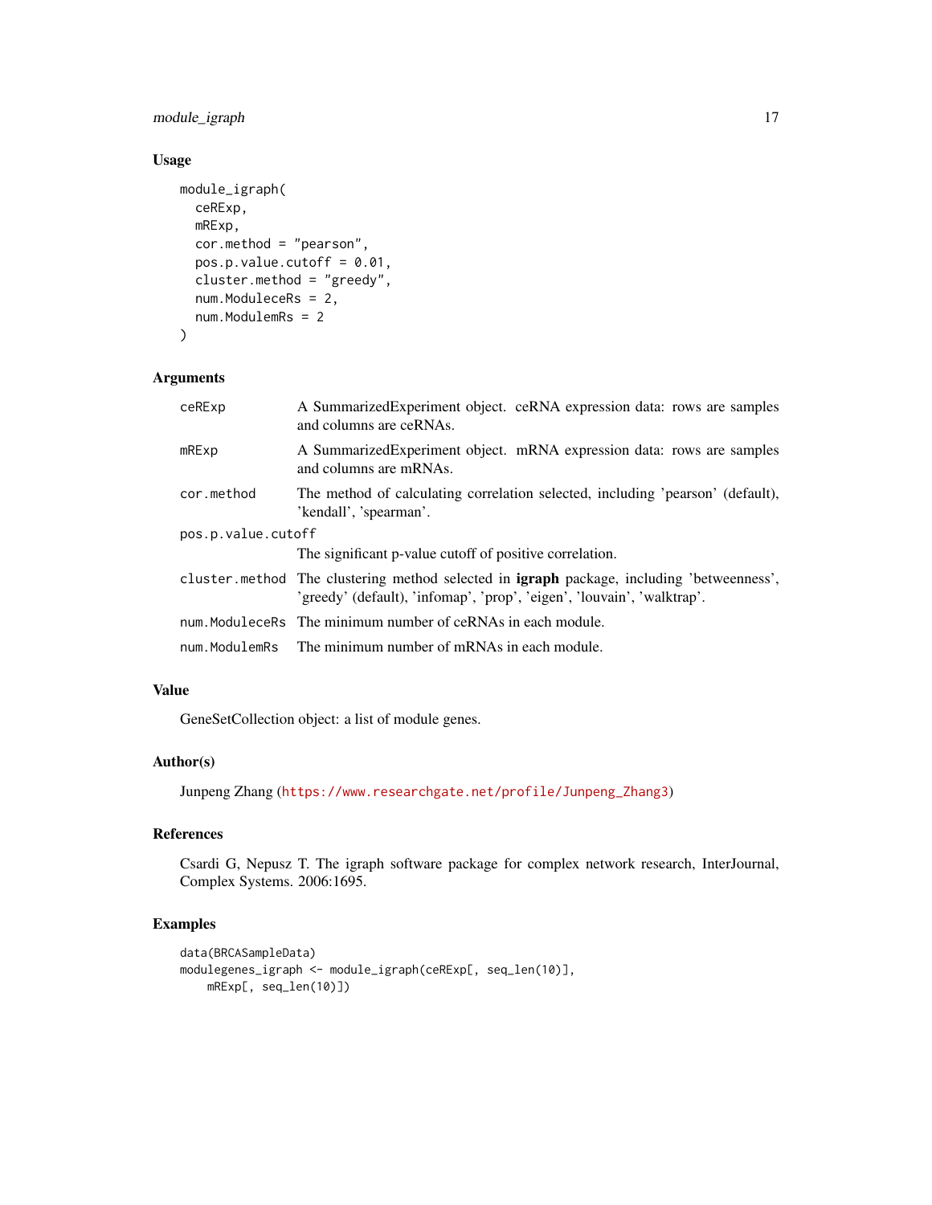## Usage

```
module_igraph(
  ceRExp,
  mRExp,
  cor.method = "pearson",
  pos.p.value.cutoff = 0.01,
  cluster.method = "greedy",
  num.ModuleceRs = 2,
  num.ModulemRs = 2
)
```

## Arguments

| | |
|---|---|
| ceRExp | A SummarizedExperiment object. ceRNA expression data: rows are samples and columns are ceRNAs. |
| mRExp | A SummarizedExperiment object. mRNA expression data: rows are samples and columns are mRNAs. |
| cor.method | The method of calculating correlation selected, including 'pearson' (default), 'kendall', 'spearman'. |
| pos.p.value.cutoff | The significant p-value cutoff of positive correlation. |
| cluster.method | The clustering method selected in **igraph** package, including 'betweenness', 'greedy' (default), 'infomap', 'prop', 'eigen', 'louvain', 'walktrap'. |
| num.ModuleceRs | The minimum number of ceRNAs in each module. |
| num.ModulemRs | The minimum number of mRNAs in each module. |

## Value

GeneSetCollection object: a list of module genes.

## Author(s)

Junpeng Zhang (https://www.researchgate.net/profile/Junpeng_Zhang3)

## References

Csardi G, Nepusz T. The igraph software package for complex network research, InterJournal, Complex Systems. 2006:1695.

## Examples

```
data(BRCASampleData)
modulegenes_igraph <- module_igraph(ceRExp[, seq_len(10)],
    mRExp[, seq_len(10)])
```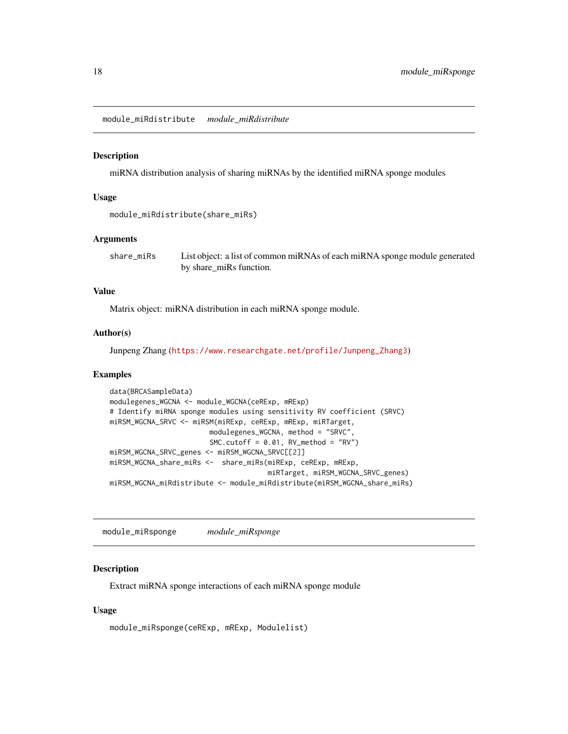## module_miRdistribute *module_miRdistribute*

### Description

miRNA distribution analysis of sharing miRNAs by the identified miRNA sponge modules

### Usage

```
module_miRdistribute(share_miRs)
```

### Arguments

| | |
|---|---|
| share_miRs | List object: a list of common miRNAs of each miRNA sponge module generated by share_miRs function. |

### Value

Matrix object: miRNA distribution in each miRNA sponge module.

### Author(s)

Junpeng Zhang (https://www.researchgate.net/profile/Junpeng_Zhang3)

### Examples

```
data(BRCASampleData)
modulegenes_WGCNA <- module_WGCNA(ceRExp, mRExp)
# Identify miRNA sponge modules using sensitivity RV coefficient (SRVC)
miRSM_WGCNA_SRVC <- miRSM(miRExp, ceRExp, mRExp, miRTarget,
                        modulegenes_WGCNA, method = "SRVC",
                        SMC.cutoff = 0.01, RV_method = "RV")
miRSM_WGCNA_SRVC_genes <- miRSM_WGCNA_SRVC[[2]]
miRSM_WGCNA_share_miRs <-  share_miRs(miRExp, ceRExp, mRExp,
                                   miRTarget, miRSM_WGCNA_SRVC_genes)
miRSM_WGCNA_miRdistribute <- module_miRdistribute(miRSM_WGCNA_share_miRs)
```

## module_miRsponge *module_miRsponge*

### Description

Extract miRNA sponge interactions of each miRNA sponge module

### Usage

```
module_miRsponge(ceRExp, mRExp, Modulelist)
```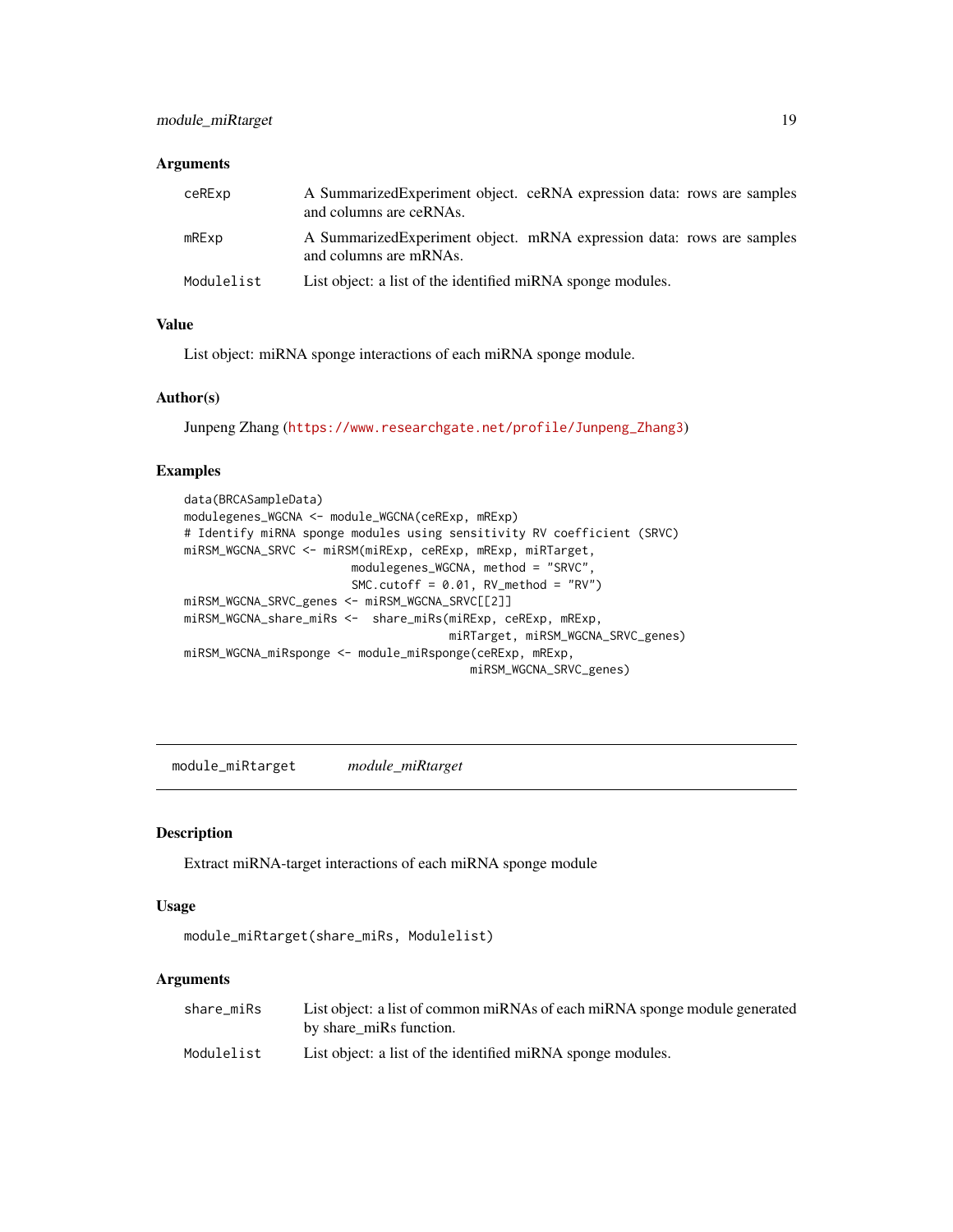### Arguments

| | |
|---|---|
| ceRExp | A SummarizedExperiment object. ceRNA expression data: rows are samples and columns are ceRNAs. |
| mRExp | A SummarizedExperiment object. mRNA expression data: rows are samples and columns are mRNAs. |
| Modulelist | List object: a list of the identified miRNA sponge modules. |

### Value

List object: miRNA sponge interactions of each miRNA sponge module.

### Author(s)

Junpeng Zhang (https://www.researchgate.net/profile/Junpeng_Zhang3)

### Examples

```
data(BRCASampleData)
modulegenes_WGCNA <- module_WGCNA(ceRExp, mRExp)
# Identify miRNA sponge modules using sensitivity RV coefficient (SRVC)
miRSM_WGCNA_SRVC <- miRSM(miRExp, ceRExp, mRExp, miRTarget,
                          modulegenes_WGCNA, method = "SRVC",
                          SMC.cutoff = 0.01, RV_method = "RV")
miRSM_WGCNA_SRVC_genes <- miRSM_WGCNA_SRVC[[2]]
miRSM_WGCNA_share_miRs <-  share_miRs(miRExp, ceRExp, mRExp,
                                      miRTarget, miRSM_WGCNA_SRVC_genes)
miRSM_WGCNA_miRsponge <- module_miRsponge(ceRExp, mRExp,
                                         miRSM_WGCNA_SRVC_genes)
```

---

## module_miRtarget &nbsp;&nbsp;&nbsp; *module_miRtarget*

---

### Description

Extract miRNA-target interactions of each miRNA sponge module

### Usage

```
module_miRtarget(share_miRs, Modulelist)
```

### Arguments

| | |
|---|---|
| share_miRs | List object: a list of common miRNAs of each miRNA sponge module generated by share_miRs function. |
| Modulelist | List object: a list of the identified miRNA sponge modules. |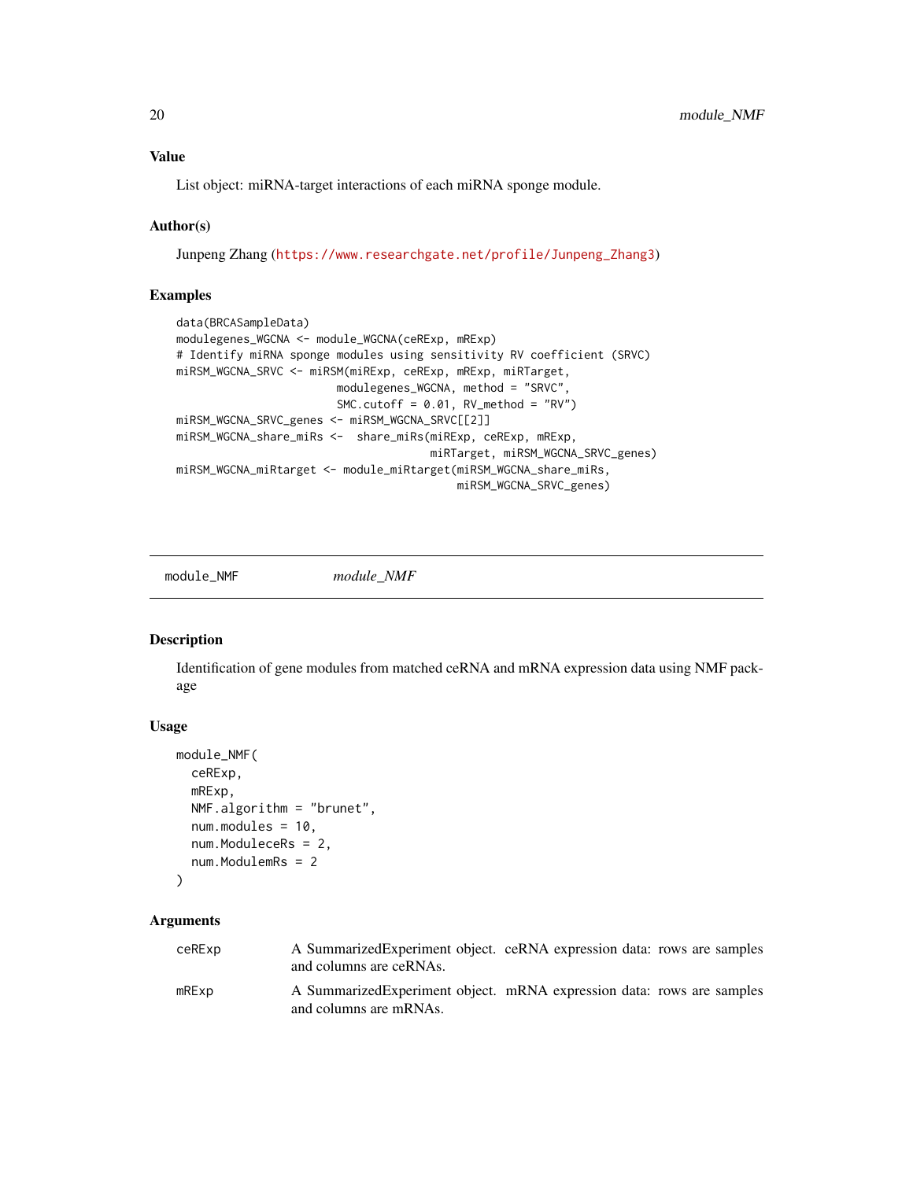## Value

List object: miRNA-target interactions of each miRNA sponge module.

## Author(s)

Junpeng Zhang (https://www.researchgate.net/profile/Junpeng_Zhang3)

## Examples

```
data(BRCASampleData)
modulegenes_WGCNA <- module_WGCNA(ceRExp, mRExp)
# Identify miRNA sponge modules using sensitivity RV coefficient (SRVC)
miRSM_WGCNA_SRVC <- miRSM(miRExp, ceRExp, mRExp, miRTarget,
                        modulegenes_WGCNA, method = "SRVC",
                        SMC.cutoff = 0.01, RV_method = "RV")
miRSM_WGCNA_SRVC_genes <- miRSM_WGCNA_SRVC[[2]]
miRSM_WGCNA_share_miRs <-  share_miRs(miRExp, ceRExp, mRExp,
                                      miRTarget, miRSM_WGCNA_SRVC_genes)
miRSM_WGCNA_miRtarget <- module_miRtarget(miRSM_WGCNA_share_miRs,
                                          miRSM_WGCNA_SRVC_genes)
```

---

# module_NMF *module_NMF*

---

## Description

Identification of gene modules from matched ceRNA and mRNA expression data using NMF package

## Usage

```
module_NMF(
  ceRExp,
  mRExp,
  NMF.algorithm = "brunet",
  num.modules = 10,
  num.ModuleceRs = 2,
  num.ModulemRs = 2
)
```

## Arguments

| | |
|---|---|
| ceRExp | A SummarizedExperiment object. ceRNA expression data: rows are samples and columns are ceRNAs. |
| mRExp | A SummarizedExperiment object. mRNA expression data: rows are samples and columns are mRNAs. |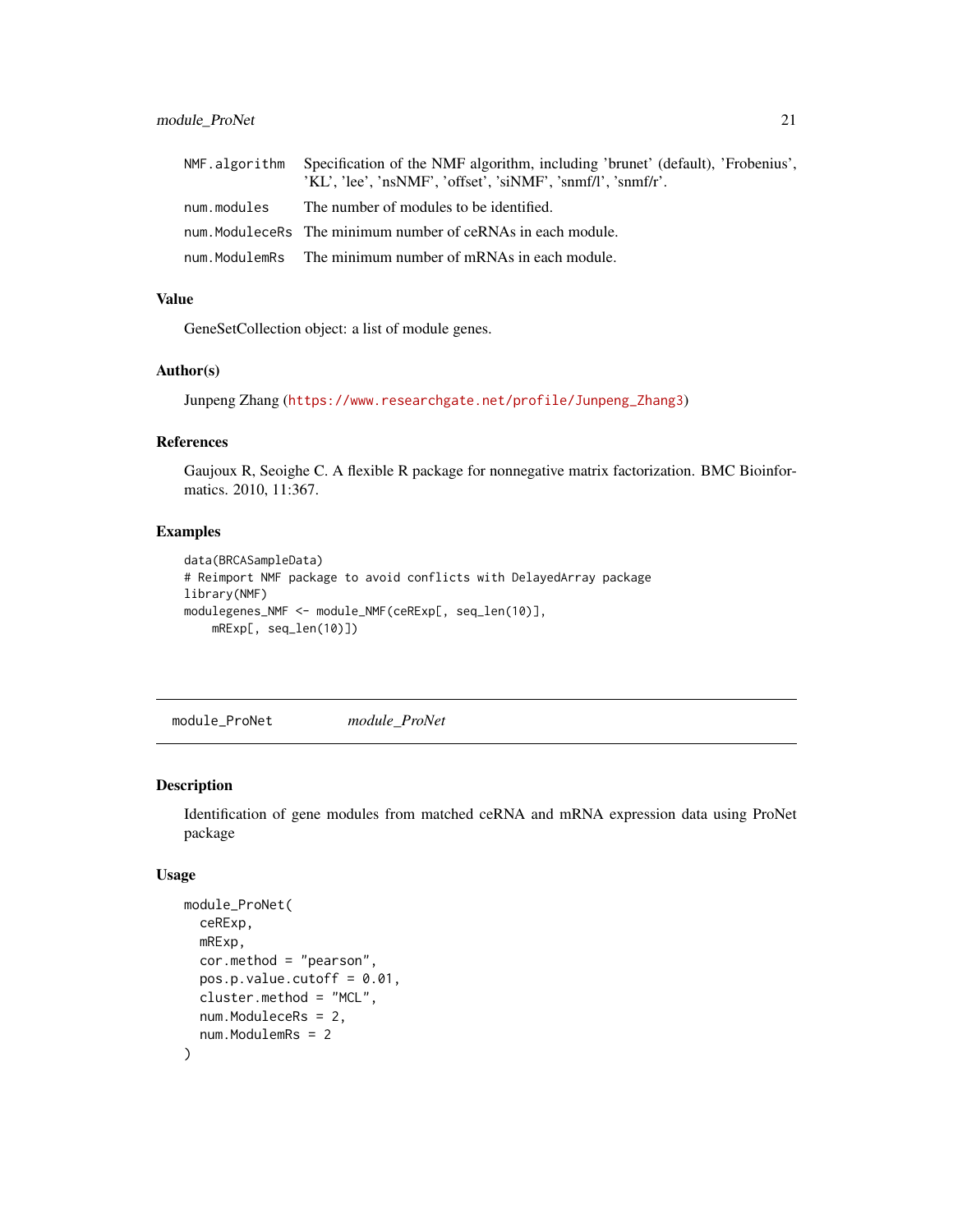| | |
|---|---|
| NMF.algorithm | Specification of the NMF algorithm, including 'brunet' (default), 'Frobenius', 'KL', 'lee', 'nsNMF', 'offset', 'siNMF', 'snmf/l', 'snmf/r'. |
| num.modules | The number of modules to be identified. |
| num.ModuleceRs | The minimum number of ceRNAs in each module. |
| num.ModulemRs | The minimum number of mRNAs in each module. |

### Value

GeneSetCollection object: a list of module genes.

### Author(s)

Junpeng Zhang (https://www.researchgate.net/profile/Junpeng_Zhang3)

### References

Gaujoux R, Seoighe C. A flexible R package for nonnegative matrix factorization. BMC Bioinformatics. 2010, 11:367.

### Examples

```
data(BRCASampleData)
# Reimport NMF package to avoid conflicts with DelayedArray package
library(NMF)
modulegenes_NMF <- module_NMF(ceRExp[, seq_len(10)],
    mRExp[, seq_len(10)])
```

---

## module_ProNet    *module_ProNet*

---

### Description

Identification of gene modules from matched ceRNA and mRNA expression data using ProNet package

### Usage

```
module_ProNet(
  ceRExp,
  mRExp,
  cor.method = "pearson",
  pos.p.value.cutoff = 0.01,
  cluster.method = "MCL",
  num.ModuleceRs = 2,
  num.ModulemRs = 2
)
```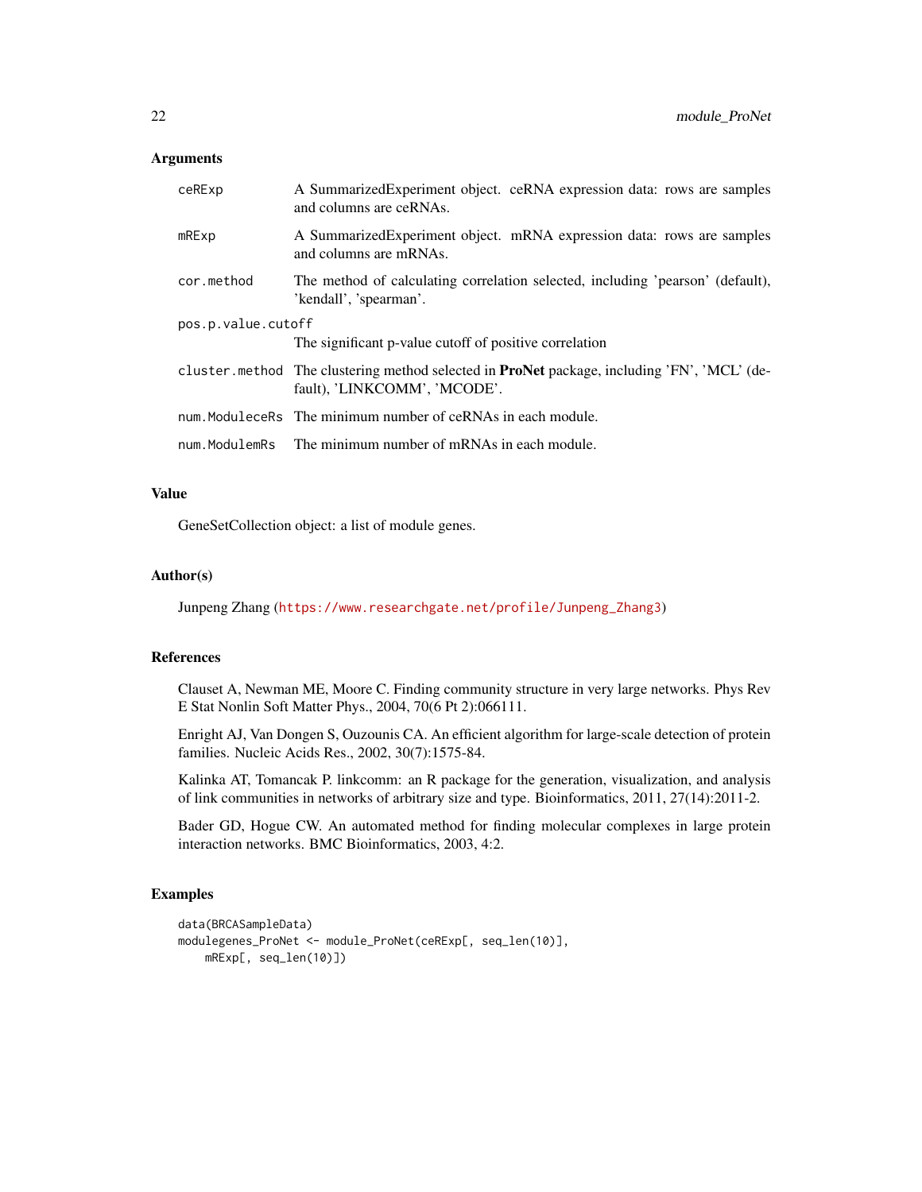### Arguments

| | |
|---|---|
| ceRExp | A SummarizedExperiment object. ceRNA expression data: rows are samples and columns are ceRNAs. |
| mRExp | A SummarizedExperiment object. mRNA expression data: rows are samples and columns are mRNAs. |
| cor.method | The method of calculating correlation selected, including 'pearson' (default), 'kendall', 'spearman'. |
| pos.p.value.cutoff | The significant p-value cutoff of positive correlation |
| cluster.method | The clustering method selected in **ProNet** package, including 'FN', 'MCL' (default), 'LINKCOMM', 'MCODE'. |
| num.ModuleceRs | The minimum number of ceRNAs in each module. |
| num.ModulemRs | The minimum number of mRNAs in each module. |

### Value

GeneSetCollection object: a list of module genes.

### Author(s)

Junpeng Zhang (https://www.researchgate.net/profile/Junpeng_Zhang3)

### References

Clauset A, Newman ME, Moore C. Finding community structure in very large networks. Phys Rev E Stat Nonlin Soft Matter Phys., 2004, 70(6 Pt 2):066111.

Enright AJ, Van Dongen S, Ouzounis CA. An efficient algorithm for large-scale detection of protein families. Nucleic Acids Res., 2002, 30(7):1575-84.

Kalinka AT, Tomancak P. linkcomm: an R package for the generation, visualization, and analysis of link communities in networks of arbitrary size and type. Bioinformatics, 2011, 27(14):2011-2.

Bader GD, Hogue CW. An automated method for finding molecular complexes in large protein interaction networks. BMC Bioinformatics, 2003, 4:2.

### Examples

```
data(BRCASampleData)
modulegenes_ProNet <- module_ProNet(ceRExp[, seq_len(10)],
    mRExp[, seq_len(10)])
```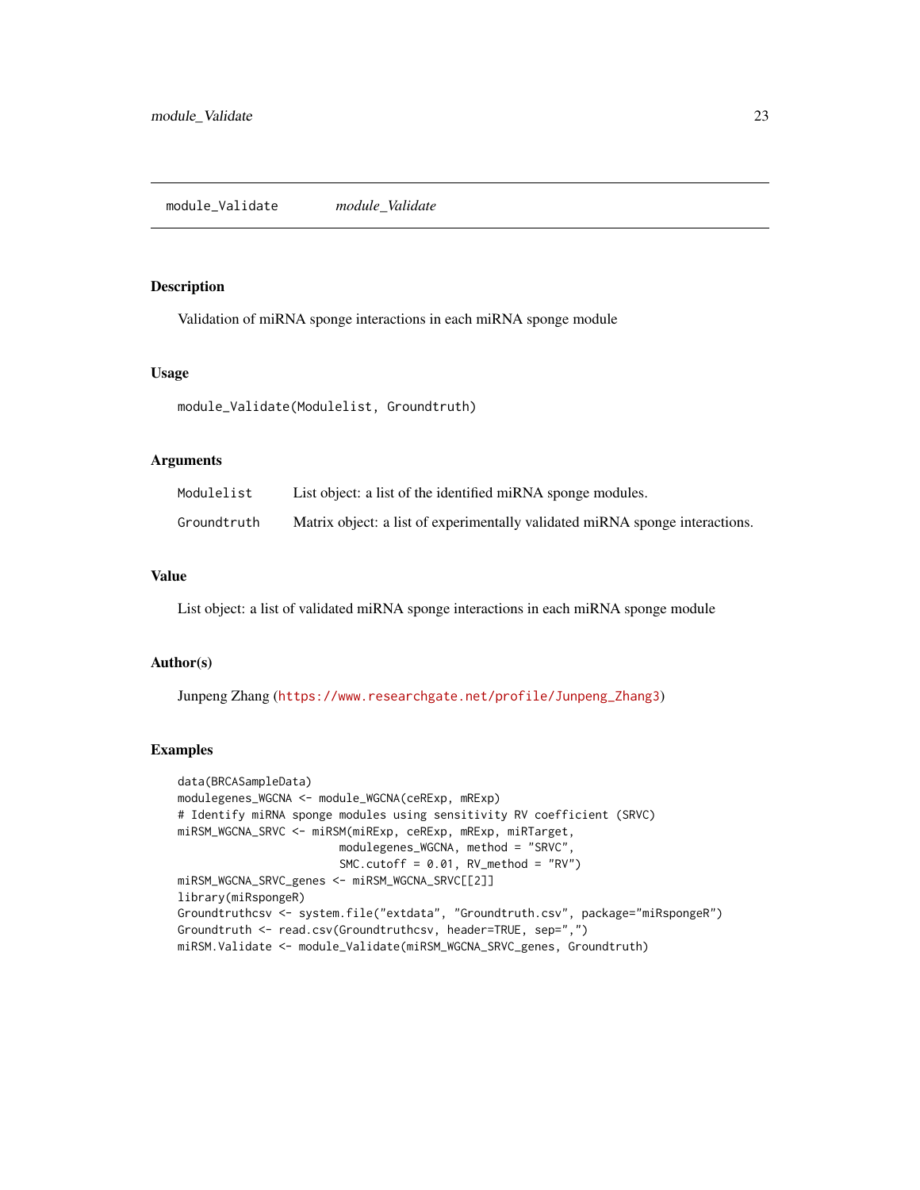## module_Validate        *module_Validate*

### Description

Validation of miRNA sponge interactions in each miRNA sponge module

### Usage

```
module_Validate(Modulelist, Groundtruth)
```

### Arguments

| | |
|---|---|
| `Modulelist` | List object: a list of the identified miRNA sponge modules. |
| `Groundtruth` | Matrix object: a list of experimentally validated miRNA sponge interactions. |

### Value

List object: a list of validated miRNA sponge interactions in each miRNA sponge module

### Author(s)

Junpeng Zhang (https://www.researchgate.net/profile/Junpeng_Zhang3)

### Examples

```
data(BRCASampleData)
modulegenes_WGCNA <- module_WGCNA(ceRExp, mRExp)
# Identify miRNA sponge modules using sensitivity RV coefficient (SRVC)
miRSM_WGCNA_SRVC <- miRSM(miRExp, ceRExp, mRExp, miRTarget,
                        modulegenes_WGCNA, method = "SRVC",
                        SMC.cutoff = 0.01, RV_method = "RV")
miRSM_WGCNA_SRVC_genes <- miRSM_WGCNA_SRVC[[2]]
library(miRspongeR)
Groundtruthcsv <- system.file("extdata", "Groundtruth.csv", package="miRspongeR")
Groundtruth <- read.csv(Groundtruthcsv, header=TRUE, sep=",")
miRSM.Validate <- module_Validate(miRSM_WGCNA_SRVC_genes, Groundtruth)
```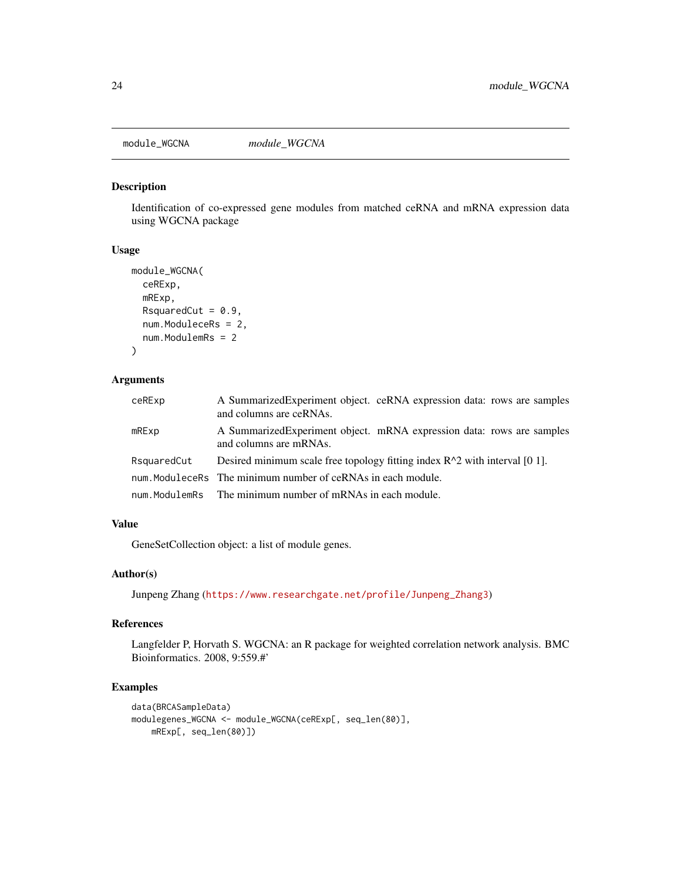## module_WGCNA *module_WGCNA*

### Description

Identification of co-expressed gene modules from matched ceRNA and mRNA expression data using WGCNA package

### Usage

```
module_WGCNA(
  ceRExp,
  mRExp,
  RsquaredCut = 0.9,
  num.ModuleceRs = 2,
  num.ModulemRs = 2
)
```

### Arguments

| | |
|---|---|
| ceRExp | A SummarizedExperiment object. ceRNA expression data: rows are samples and columns are ceRNAs. |
| mRExp | A SummarizedExperiment object. mRNA expression data: rows are samples and columns are mRNAs. |
| RsquaredCut | Desired minimum scale free topology fitting index R^2 with interval [0 1]. |
| num.ModuleceRs | The minimum number of ceRNAs in each module. |
| num.ModulemRs | The minimum number of mRNAs in each module. |

### Value

GeneSetCollection object: a list of module genes.

### Author(s)

Junpeng Zhang (https://www.researchgate.net/profile/Junpeng_Zhang3)

### References

Langfelder P, Horvath S. WGCNA: an R package for weighted correlation network analysis. BMC Bioinformatics. 2008, 9:559.#'

### Examples

```
data(BRCASampleData)
modulegenes_WGCNA <- module_WGCNA(ceRExp[, seq_len(80)],
    mRExp[, seq_len(80)])
```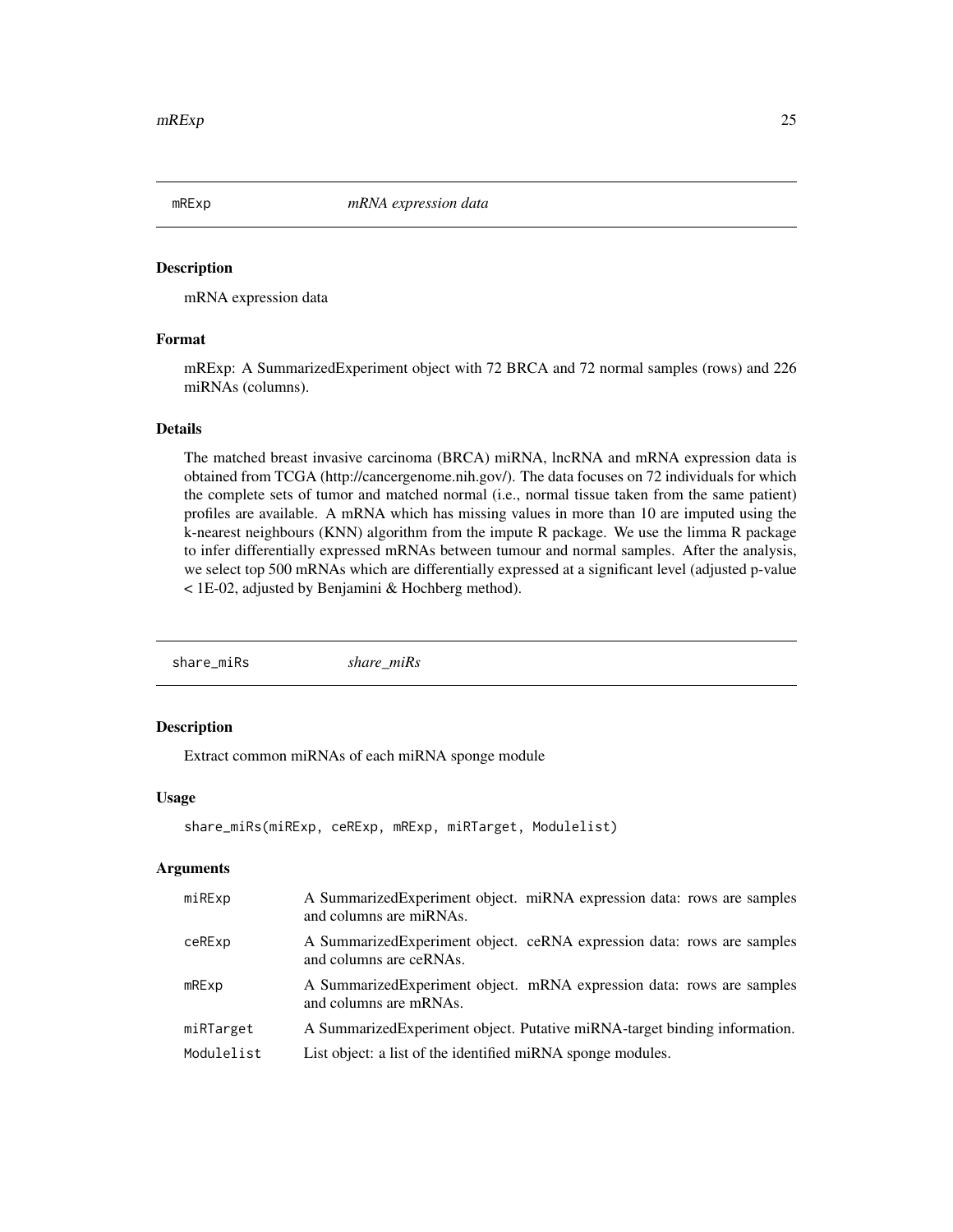## mRExp — *mRNA expression data*

### Description

mRNA expression data

### Format

mREXp: A SummarizedExperiment object with 72 BRCA and 72 normal samples (rows) and 226 miRNAs (columns).

### Details

The matched breast invasive carcinoma (BRCA) miRNA, lncRNA and mRNA expression data is obtained from TCGA (http://cancergenome.nih.gov/). The data focuses on 72 individuals for which the complete sets of tumor and matched normal (i.e., normal tissue taken from the same patient) profiles are available. A mRNA which has missing values in more than 10 are imputed using the k-nearest neighbours (KNN) algorithm from the impute R package. We use the limma R package to infer differentially expressed mRNAs between tumour and normal samples. After the analysis, we select top 500 mRNAs which are differentially expressed at a significant level (adjusted p-value < 1E-02, adjusted by Benjamini & Hochberg method).

## share_miRs — *share_miRs*

### Description

Extract common miRNAs of each miRNA sponge module

### Usage

```
share_miRs(miRExp, ceRExp, mRExp, miRTarget, Modulelist)
```

### Arguments

| | |
|---|---|
| miRExp | A SummarizedExperiment object. miRNA expression data: rows are samples and columns are miRNAs. |
| ceRExp | A SummarizedExperiment object. ceRNA expression data: rows are samples and columns are ceRNAs. |
| mRExp | A SummarizedExperiment object. mRNA expression data: rows are samples and columns are mRNAs. |
| miRTarget | A SummarizedExperiment object. Putative miRNA-target binding information. |
| Modulelist | List object: a list of the identified miRNA sponge modules. |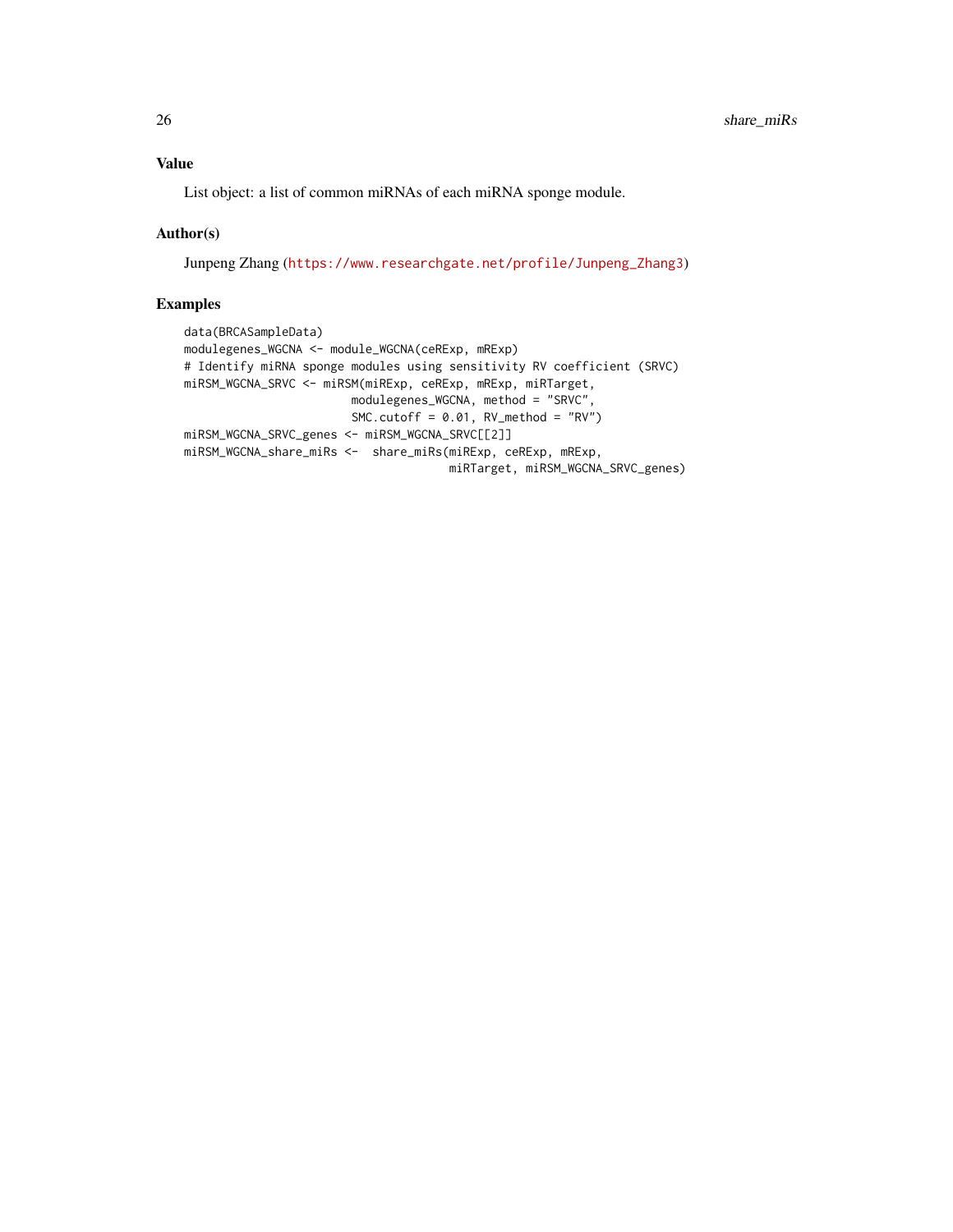### Value

List object: a list of common miRNAs of each miRNA sponge module.

### Author(s)

Junpeng Zhang (https://www.researchgate.net/profile/Junpeng_Zhang3)

### Examples

```
data(BRCASampleData)
modulegenes_WGCNA <- module_WGCNA(ceRExp, mRExp)
# Identify miRNA sponge modules using sensitivity RV coefficient (SRVC)
miRSM_WGCNA_SRVC <- miRSM(miRExp, ceRExp, mRExp, miRTarget,
                        modulegenes_WGCNA, method = "SRVC",
                        SMC.cutoff = 0.01, RV_method = "RV")
miRSM_WGCNA_SRVC_genes <- miRSM_WGCNA_SRVC[[2]]
miRSM_WGCNA_share_miRs <-  share_miRs(miRExp, ceRExp, mRExp,
                                      miRTarget, miRSM_WGCNA_SRVC_genes)
```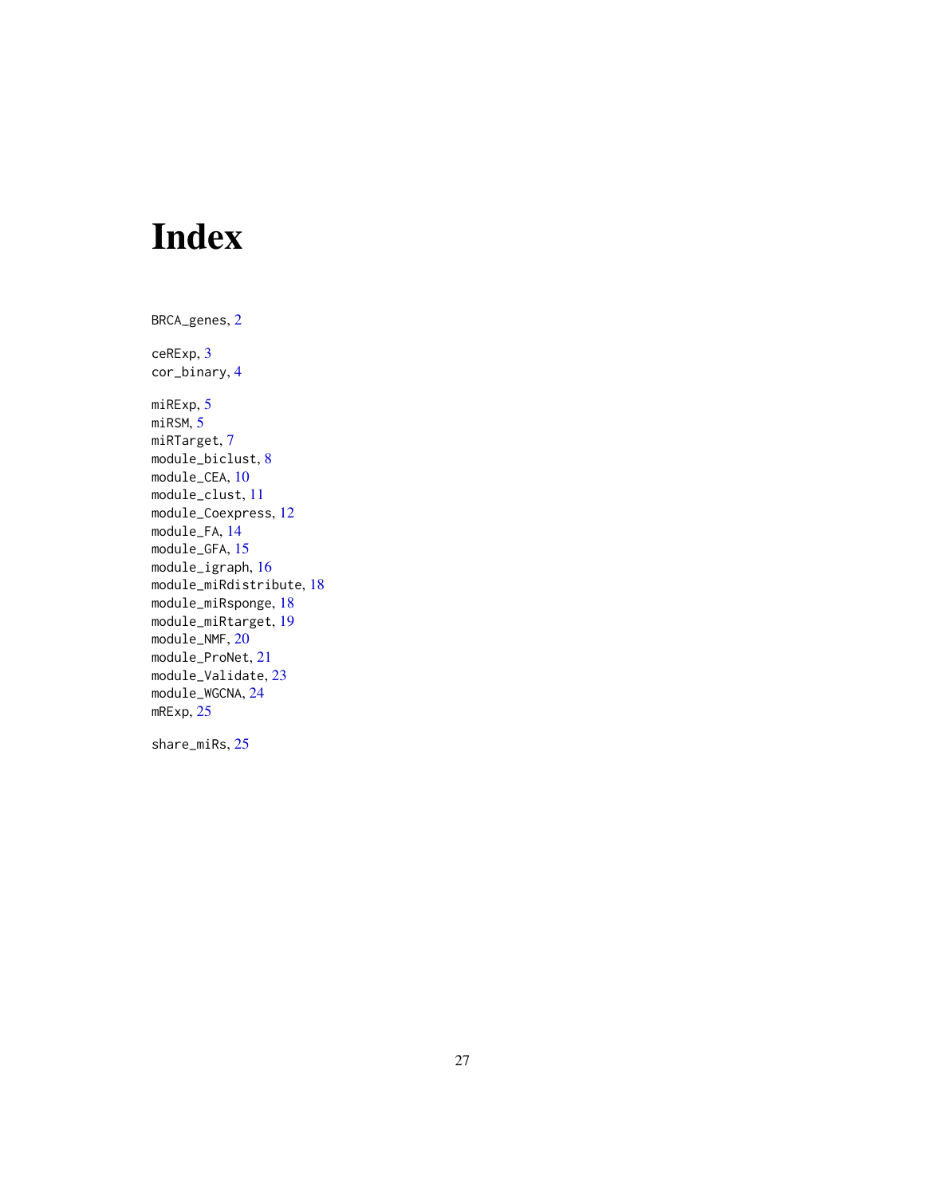# Index

BRCA_genes, 2

ceRExp, 3
cor_binary, 4

miRExp, 5
miRSM, 5
miRTarget, 7
module_biclust, 8
module_CEA, 10
module_clust, 11
module_Coexpress, 12
module_FA, 14
module_GFA, 15
module_igraph, 16
module_miRdistribute, 18
module_miRsponge, 18
module_miRtarget, 19
module_NMF, 20
module_ProNet, 21
module_Validate, 23
module_WGCNA, 24
mRExp, 25

share_miRs, 25